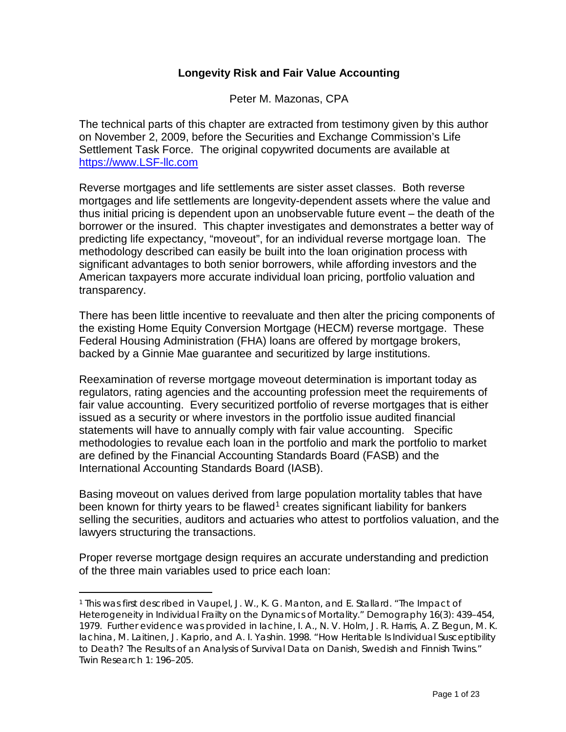# Longevity Risk and Fair Value Accounting

Peter M. Mazonas, CPA

The technical parts of this chapter are extracted from testimony given by this author on November 2, 2009, before the Securities and Exchange Commission's Life Settlement Task Force. The original copywrited documents are available at [https://www.LSF-llc.com](https://www.LSF-llc.com)

Reverse mortgages and life settlements are sister asset classes. Both reverse mortgages and life settlements are longevity-dependent assets where the value and thus initial pricing is dependent upon an unobservable future event – the death of the borrower or the insured. This chapter investigates and demonstrates a better way of predicting life expectancy, "moveout", for an individual reverse mortgage loan. The methodology described can easily be built into the loan origination process with significant advantages to both senior borrowers, while affording investors and the American taxpayers more accurate individual loan pricing, portfolio valuation and transparency.

There has been little incentive to reevaluate and then alter the pricing components of the existing Home Equity Conversion Mortgage (HECM) reverse mortgage. These Federal Housing Administration (FHA) loans are offered by mortgage brokers, backed by a Ginnie Mae guarantee and securitized by large institutions.

Reexamination of reverse mortgage moveout determination is important today as regulators, rating agencies and the accounting profession meet the requirements of fair value accounting. Every securitized portfolio of reverse mortgages that is either issued as a security or where investors in the portfolio issue audited financial statements will have to annually comply with fair value accounting. Specific methodologies to revalue each loan in the portfolio and mark the portfolio to market are defined by the Financial Accounting Standards Board (FASB) and the International Accounting Standards Board (IASB).

Basing moveout on values derived from large population mortality tables that have been known for thirty years to be flawed[1] creates significant liability for bankers selling the securities, auditors and actuaries who attest to portfolios valuation, and the lawyers structuring the transactions.

Proper reverse mortgage design requires an accurate understanding and prediction of the three main variables used to price each loan:

---

[1] This was first described in Vaupel, J. W., K. G. Manton, and E. Stallard. "The Impact of Heterogeneity in Individual Frailty on the Dynamics of Mortality." Demography 16(3): 439–454, 1979. Further evidence was provided in Iachine, I. A., N. V. Holm, J. R. Harris, A. Z. Begun, M. K. Iachina, M. Laitinen, J. Kaprio, and A. I. Yashin. 1998. "How Heritable Is Individual Susceptibility to Death? The Results of an Analysis of Survival Data on Danish, Swedish and Finnish Twins." Twin Research 1: 196–205.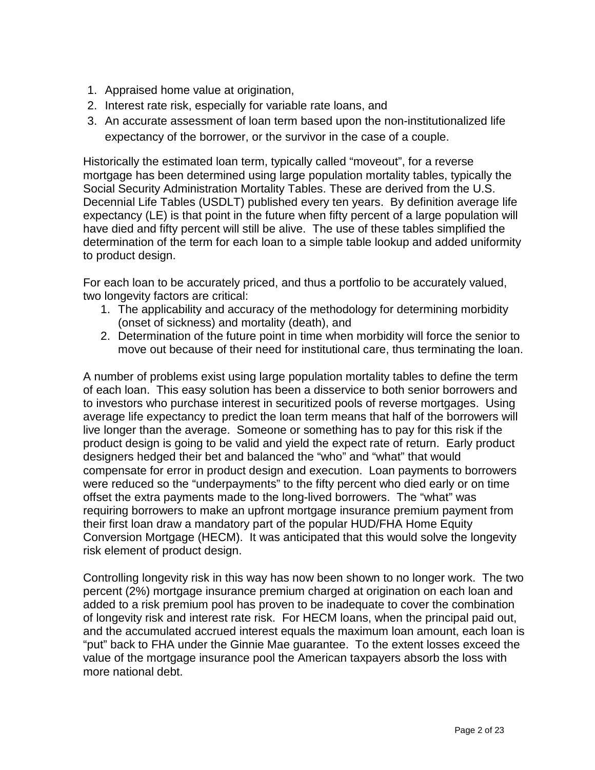1. Appraised home value at origination,
2. Interest rate risk, especially for variable rate loans, and
3. An accurate assessment of loan term based upon the non-institutionalized life expectancy of the borrower, or the survivor in the case of a couple.

Historically the estimated loan term, typically called "moveout", for a reverse mortgage has been determined using large population mortality tables, typically the Social Security Administration Mortality Tables. These are derived from the U.S. Decennial Life Tables (USDLT) published every ten years. By definition average life expectancy (LE) is that point in the future when fifty percent of a large population will have died and fifty percent will still be alive. The use of these tables simplified the determination of the term for each loan to a simple table lookup and added uniformity to product design.

For each loan to be accurately priced, and thus a portfolio to be accurately valued, two longevity factors are critical:

1. The applicability and accuracy of the methodology for determining morbidity (onset of sickness) and mortality (death), and
2. Determination of the future point in time when morbidity will force the senior to move out because of their need for institutional care, thus terminating the loan.

A number of problems exist using large population mortality tables to define the term of each loan. This easy solution has been a disservice to both senior borrowers and to investors who purchase interest in securitized pools of reverse mortgages. Using average life expectancy to predict the loan term means that half of the borrowers will live longer than the average. Someone or something has to pay for this risk if the product design is going to be valid and yield the expect rate of return. Early product designers hedged their bet and balanced the "who" and "what" that would compensate for error in product design and execution. Loan payments to borrowers were reduced so the "underpayments" to the fifty percent who died early or on time offset the extra payments made to the long-lived borrowers. The "what" was requiring borrowers to make an upfront mortgage insurance premium payment from their first loan draw a mandatory part of the popular HUD/FHA Home Equity Conversion Mortgage (HECM). It was anticipated that this would solve the longevity risk element of product design.

Controlling longevity risk in this way has now been shown to no longer work. The two percent (2%) mortgage insurance premium charged at origination on each loan and added to a risk premium pool has proven to be inadequate to cover the combination of longevity risk and interest rate risk. For HECM loans, when the principal paid out, and the accumulated accrued interest equals the maximum loan amount, each loan is "put" back to FHA under the Ginnie Mae guarantee. To the extent losses exceed the value of the mortgage insurance pool the American taxpayers absorb the loss with more national debt.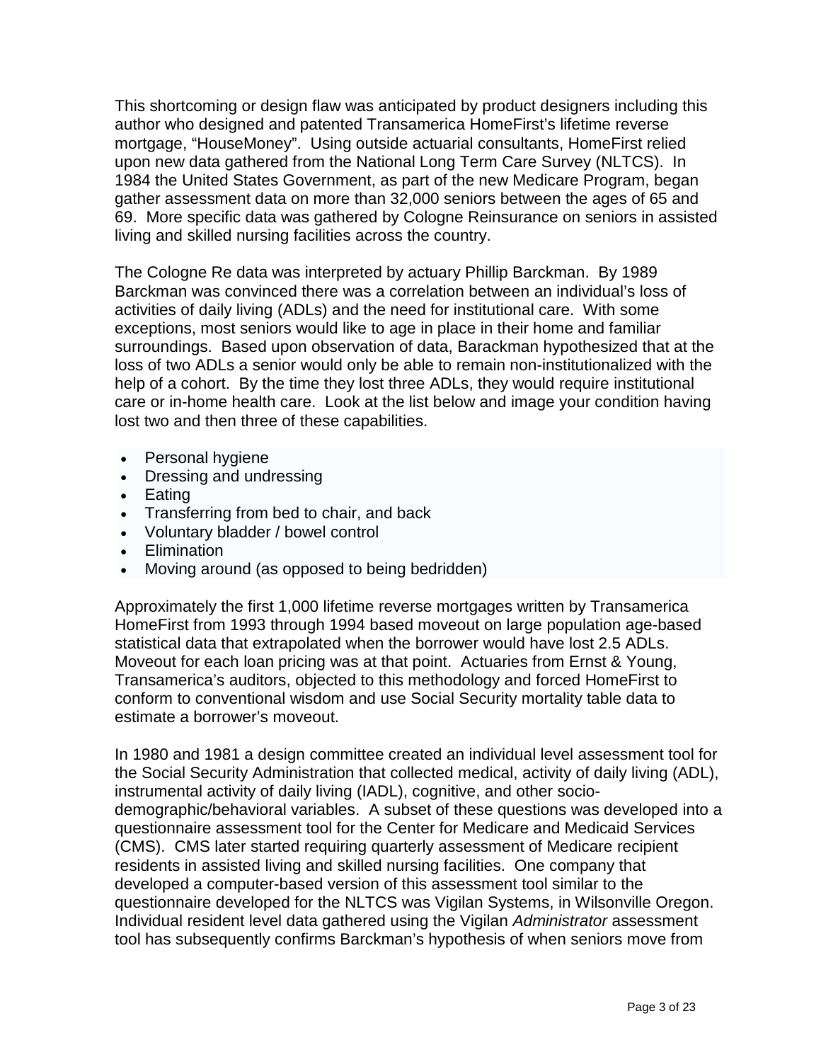This shortcoming or design flaw was anticipated by product designers including this author who designed and patented Transamerica HomeFirst's lifetime reverse mortgage, "HouseMoney". Using outside actuarial consultants, HomeFirst relied upon new data gathered from the National Long Term Care Survey (NLTCS). In 1984 the United States Government, as part of the new Medicare Program, began gather assessment data on more than 32,000 seniors between the ages of 65 and 69. More specific data was gathered by Cologne Reinsurance on seniors in assisted living and skilled nursing facilities across the country.

The Cologne Re data was interpreted by actuary Phillip Barckman. By 1989 Barckman was convinced there was a correlation between an individual's loss of activities of daily living (ADLs) and the need for institutional care. With some exceptions, most seniors would like to age in place in their home and familiar surroundings. Based upon observation of data, Barackman hypothesized that at the loss of two ADLs a senior would only be able to remain non-institutionalized with the help of a cohort. By the time they lost three ADLs, they would require institutional care or in-home health care. Look at the list below and image your condition having lost two and then three of these capabilities.

- Personal hygiene
- Dressing and undressing
- Eating
- Transferring from bed to chair, and back
- Voluntary bladder / bowel control
- Elimination
- Moving around (as opposed to being bedridden)

Approximately the first 1,000 lifetime reverse mortgages written by Transamerica HomeFirst from 1993 through 1994 based moveout on large population age-based statistical data that extrapolated when the borrower would have lost 2.5 ADLs. Moveout for each loan pricing was at that point. Actuaries from Ernst & Young, Transamerica's auditors, objected to this methodology and forced HomeFirst to conform to conventional wisdom and use Social Security mortality table data to estimate a borrower's moveout.

In 1980 and 1981 a design committee created an individual level assessment tool for the Social Security Administration that collected medical, activity of daily living (ADL), instrumental activity of daily living (IADL), cognitive, and other socio-demographic/behavioral variables. A subset of these questions was developed into a questionnaire assessment tool for the Center for Medicare and Medicaid Services (CMS). CMS later started requiring quarterly assessment of Medicare recipient residents in assisted living and skilled nursing facilities. One company that developed a computer-based version of this assessment tool similar to the questionnaire developed for the NLTCS was Vigilan Systems, in Wilsonville Oregon. Individual resident level data gathered using the Vigilan *Administrator* assessment tool has subsequently confirms Barckman's hypothesis of when seniors move from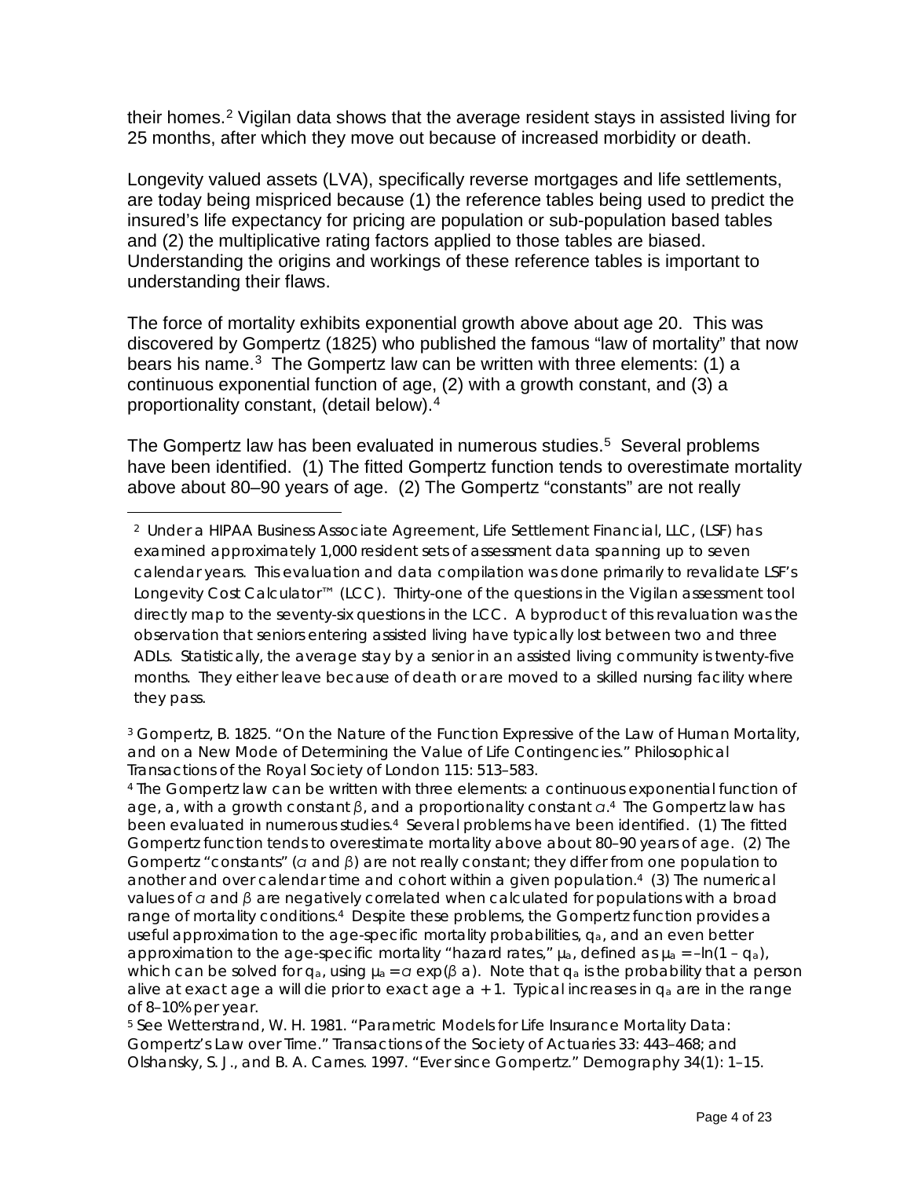their homes.[2] Vigilan data shows that the average resident stays in assisted living for 25 months, after which they move out because of increased morbidity or death.

Longevity valued assets (LVA), specifically reverse mortgages and life settlements, are today being mispriced because (1) the reference tables being used to predict the insured's life expectancy for pricing are population or sub-population based tables and (2) the multiplicative rating factors applied to those tables are biased. Understanding the origins and workings of these reference tables is important to understanding their flaws.

The force of mortality exhibits exponential growth above about age 20. This was discovered by Gompertz (1825) who published the famous "law of mortality" that now bears his name.[3] The Gompertz law can be written with three elements: (1) a continuous exponential function of age, (2) with a growth constant, and (3) a proportionality constant, (detail below).[4]

The Gompertz law has been evaluated in numerous studies.[5] Several problems have been identified. (1) The fitted Gompertz function tends to overestimate mortality above about 80–90 years of age. (2) The Gompertz "constants" are not really

---

[2] Under a HIPAA Business Associate Agreement, Life Settlement Financial, LLC, (LSF) has examined approximately 1,000 resident sets of assessment data spanning up to seven calendar years. This evaluation and data compilation was done primarily to revalidate LSF's Longevity Cost Calculator™ (LCC). Thirty-one of the questions in the Vigilan assessment tool directly map to the seventy-six questions in the LCC. A byproduct of this revaluation was the observation that seniors entering assisted living have typically lost between two and three ADLs. Statistically, the average stay by a senior in an assisted living community is twenty-five months. They either leave because of death or are moved to a skilled nursing facility where they pass.

[3] Gompertz, B. 1825. "On the Nature of the Function Expressive of the Law of Human Mortality, and on a New Mode of Determining the Value of Life Contingencies." Philosophical Transactions of the Royal Society of London 115: 513–583.

[4] The Gompertz law can be written with three elements: a continuous exponential function of age, $a$, with a growth constant $\beta$, and a proportionality constant $\alpha$.[4] The Gompertz law has been evaluated in numerous studies.[4] Several problems have been identified. (1) The fitted Gompertz function tends to overestimate mortality above about 80–90 years of age. (2) The Gompertz "constants" ($\alpha$ and $\beta$) are not really constant; they differ from one population to another and over calendar time and cohort within a given population.[4] (3) The numerical values of $\alpha$ and $\beta$ are negatively correlated when calculated for populations with a broad range of mortality conditions.[4] Despite these problems, the Gompertz function provides a useful approximation to the age-specific mortality probabilities, $q_a$, and an even better approximation to the age-specific mortality "hazard rates," $\mu_a$, defined as $\mu_a = -\ln(1 - q_a)$, which can be solved for $q_a$, using $\mu_a = \alpha \exp(\beta a)$. Note that $q_a$ is the probability that a person alive at exact age $a$ will die prior to exact age $a + 1$. Typical increases in $q_a$ are in the range of 8–10% per year.

[5] See Wetterstrand, W. H. 1981. "Parametric Models for Life Insurance Mortality Data: Gompertz's Law over Time." Transactions of the Society of Actuaries 33: 443–468; and Olshansky, S. J., and B. A. Carnes. 1997. "Ever since Gompertz." Demography 34(1): 1–15.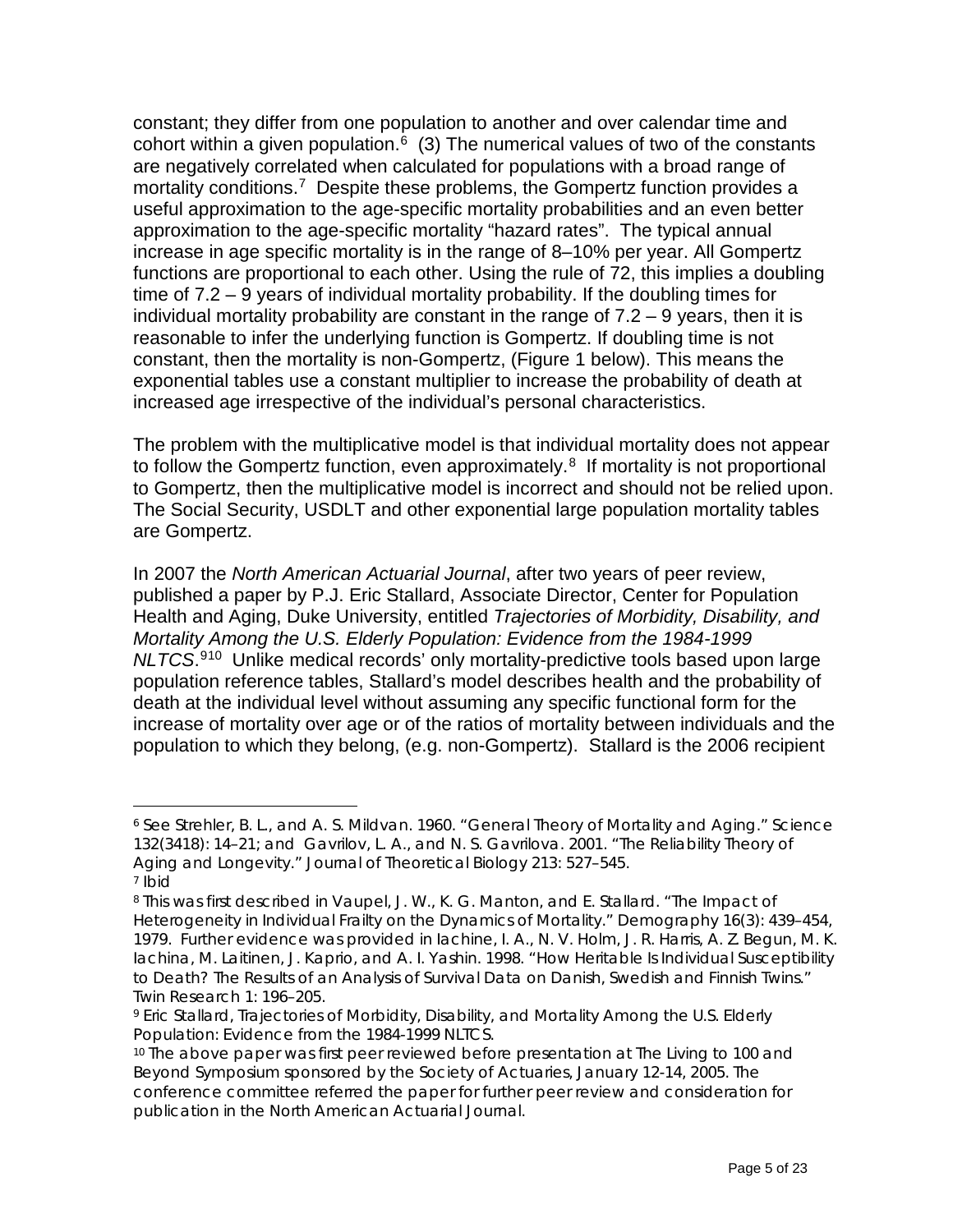constant; they differ from one population to another and over calendar time and cohort within a given population.[6] (3) The numerical values of two of the constants are negatively correlated when calculated for populations with a broad range of mortality conditions.[7] Despite these problems, the Gompertz function provides a useful approximation to the age-specific mortality probabilities and an even better approximation to the age-specific mortality "hazard rates". The typical annual increase in age specific mortality is in the range of 8–10% per year. All Gompertz functions are proportional to each other. Using the rule of 72, this implies a doubling time of 7.2 – 9 years of individual mortality probability. If the doubling times for individual mortality probability are constant in the range of 7.2 – 9 years, then it is reasonable to infer the underlying function is Gompertz. If doubling time is not constant, then the mortality is non-Gompertz, (Figure 1 below). This means the exponential tables use a constant multiplier to increase the probability of death at increased age irrespective of the individual's personal characteristics.

The problem with the multiplicative model is that individual mortality does not appear to follow the Gompertz function, even approximately.[8] If mortality is not proportional to Gompertz, then the multiplicative model is incorrect and should not be relied upon. The Social Security, USDLT and other exponential large population mortality tables are Gompertz.

In 2007 the *North American Actuarial Journal*, after two years of peer review, published a paper by P.J. Eric Stallard, Associate Director, Center for Population Health and Aging, Duke University, entitled *Trajectories of Morbidity, Disability, and Mortality Among the U.S. Elderly Population: Evidence from the 1984-1999 NLTCS*.[9][10] Unlike medical records' only mortality-predictive tools based upon large population reference tables, Stallard's model describes health and the probability of death at the individual level without assuming any specific functional form for the increase of mortality over age or of the ratios of mortality between individuals and the population to which they belong, (e.g. non-Gompertz). Stallard is the 2006 recipient

---

[6] See Strehler, B. L., and A. S. Mildvan. 1960. "General Theory of Mortality and Aging." Science 132(3418): 14–21; and Gavrilov, L. A., and N. S. Gavrilova. 2001. "The Reliability Theory of Aging and Longevity." Journal of Theoretical Biology 213: 527–545.

[7] Ibid

[8] This was first described in Vaupel, J. W., K. G. Manton, and E. Stallard. "The Impact of Heterogeneity in Individual Frailty on the Dynamics of Mortality." Demography 16(3): 439–454, 1979. Further evidence was provided in Iachine, I. A., N. V. Holm, J. R. Harris, A. Z. Begun, M. K. Iachina, M. Laitinen, J. Kaprio, and A. I. Yashin. 1998. "How Heritable Is Individual Susceptibility to Death? The Results of an Analysis of Survival Data on Danish, Swedish and Finnish Twins." Twin Research 1: 196–205.

[9] Eric Stallard, Trajectories of Morbidity, Disability, and Mortality Among the U.S. Elderly Population: Evidence from the 1984-1999 NLTCS.

[10] The above paper was first peer reviewed before presentation at The Living to 100 and Beyond Symposium sponsored by the Society of Actuaries, January 12-14, 2005. The conference committee referred the paper for further peer review and consideration for publication in the North American Actuarial Journal.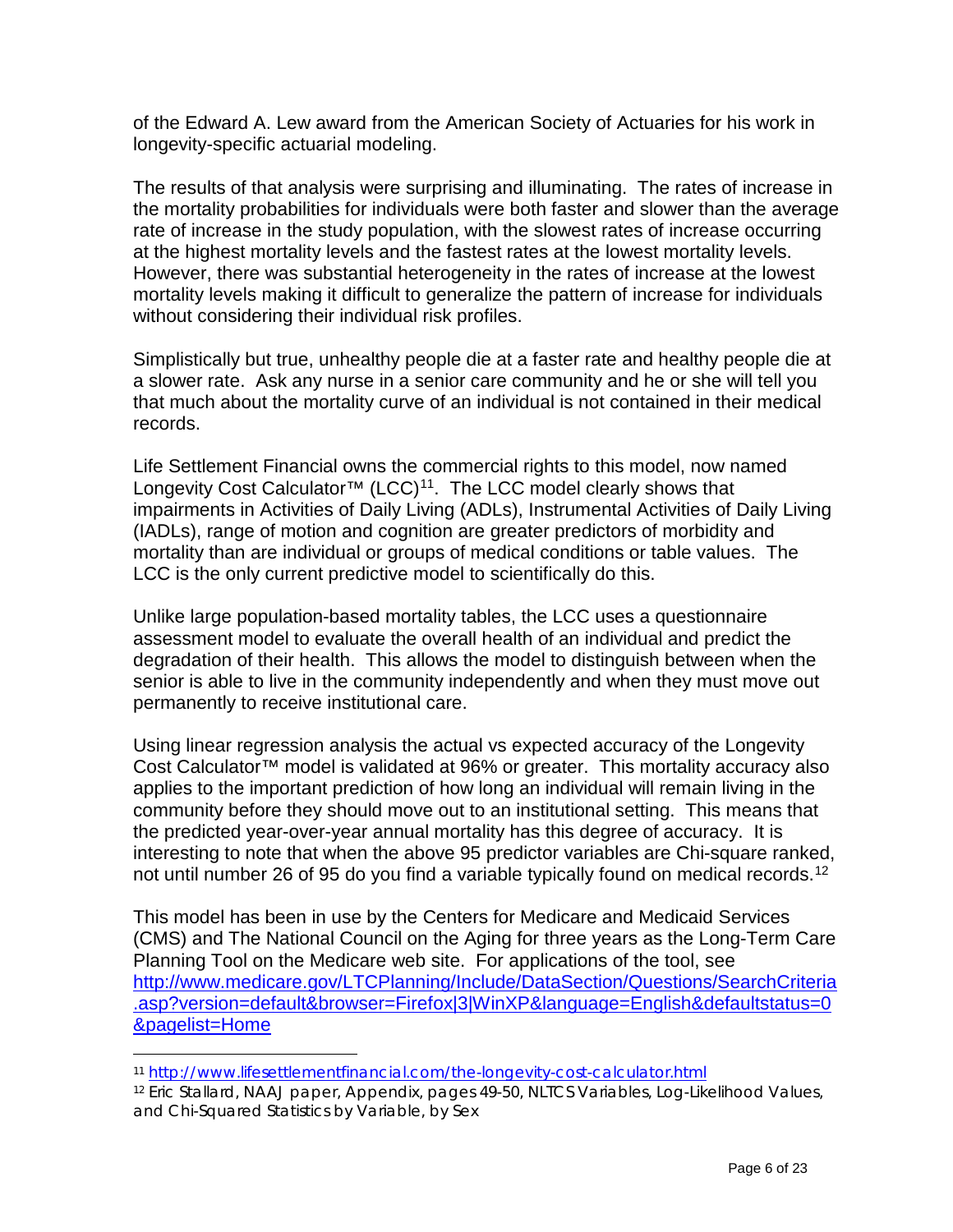of the Edward A. Lew award from the American Society of Actuaries for his work in longevity-specific actuarial modeling.

The results of that analysis were surprising and illuminating. The rates of increase in the mortality probabilities for individuals were both faster and slower than the average rate of increase in the study population, with the slowest rates of increase occurring at the highest mortality levels and the fastest rates at the lowest mortality levels. However, there was substantial heterogeneity in the rates of increase at the lowest mortality levels making it difficult to generalize the pattern of increase for individuals without considering their individual risk profiles.

Simplistically but true, unhealthy people die at a faster rate and healthy people die at a slower rate. Ask any nurse in a senior care community and he or she will tell you that much about the mortality curve of an individual is not contained in their medical records.

Life Settlement Financial owns the commercial rights to this model, now named Longevity Cost Calculator™ (LCC)[11]. The LCC model clearly shows that impairments in Activities of Daily Living (ADLs), Instrumental Activities of Daily Living (IADLs), range of motion and cognition are greater predictors of morbidity and mortality than are individual or groups of medical conditions or table values. The LCC is the only current predictive model to scientifically do this.

Unlike large population-based mortality tables, the LCC uses a questionnaire assessment model to evaluate the overall health of an individual and predict the degradation of their health. This allows the model to distinguish between when the senior is able to live in the community independently and when they must move out permanently to receive institutional care.

Using linear regression analysis the actual vs expected accuracy of the Longevity Cost Calculator™ model is validated at 96% or greater. This mortality accuracy also applies to the important prediction of how long an individual will remain living in the community before they should move out to an institutional setting. This means that the predicted year-over-year annual mortality has this degree of accuracy. It is interesting to note that when the above 95 predictor variables are Chi-square ranked, not until number 26 of 95 do you find a variable typically found on medical records.[12]

This model has been in use by the Centers for Medicare and Medicaid Services (CMS) and The National Council on the Aging for three years as the Long-Term Care Planning Tool on the Medicare web site. For applications of the tool, see http://www.medicare.gov/LTCPlanning/Include/DataSection/Questions/SearchCriteria.asp?version=default&browser=Firefox|3|WinXP&language=English&defaultstatus=0&pagelist=Home

---

[11] http://www.lifesettlementfinancial.com/the-longevity-cost-calculator.html

[12] Eric Stallard, NAAJ paper, Appendix, pages 49-50, NLTCS Variables, Log-Likelihood Values, and Chi-Squared Statistics by Variable, by Sex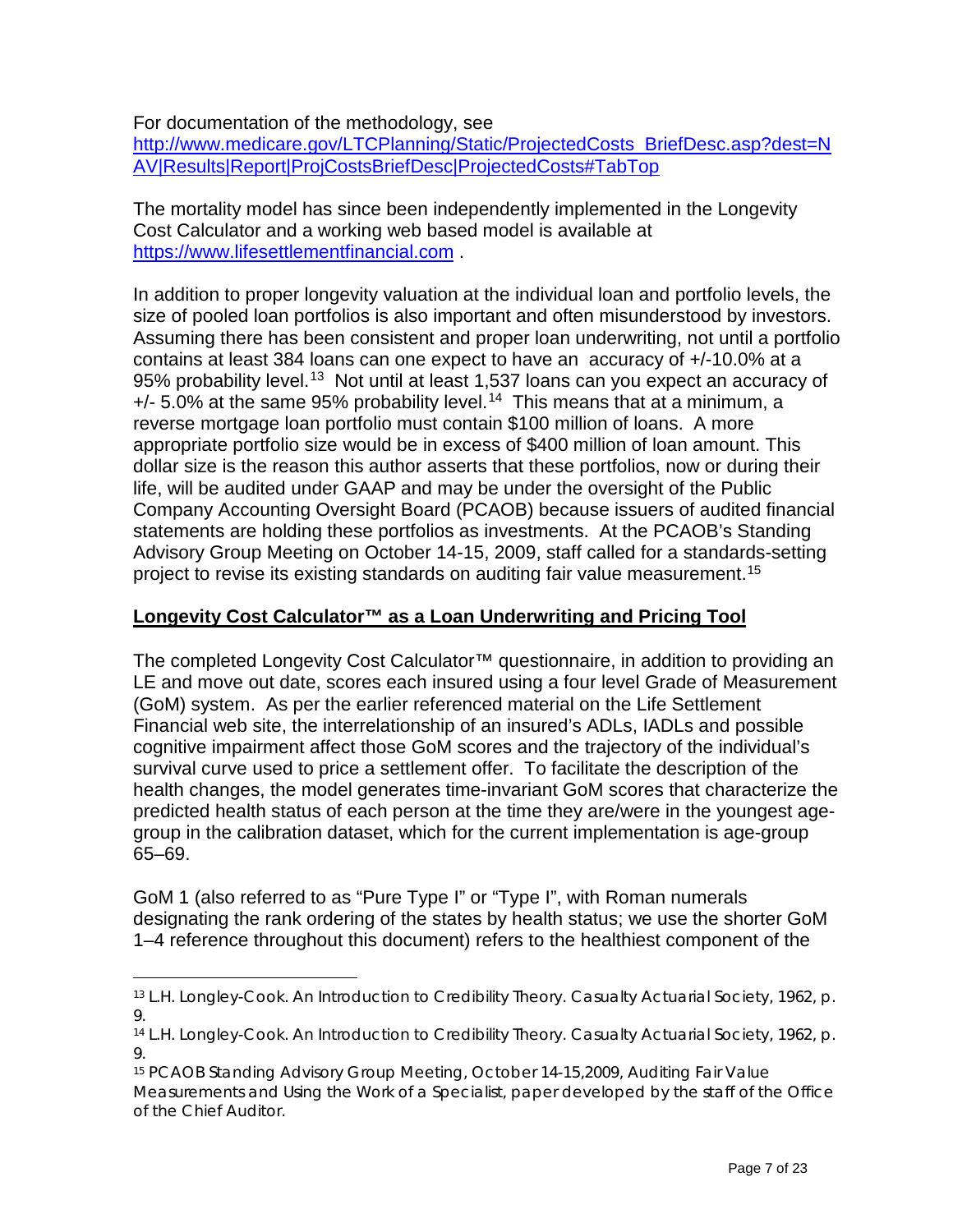For documentation of the methodology, see
[http://www.medicare.gov/LTCPlanning/Static/ProjectedCosts_BriefDesc.asp?dest=NAV|Results|Report|ProjCostsBriefDesc|ProjectedCosts#TabTop](http://www.medicare.gov/LTCPlanning/Static/ProjectedCosts_BriefDesc.asp?dest=NAV|Results|Report|ProjCostsBriefDesc|ProjectedCosts#TabTop)

The mortality model has since been independently implemented in the Longevity Cost Calculator and a working web based model is available at [https://www.lifesettlementfinancial.com](https://www.lifesettlementfinancial.com) .

In addition to proper longevity valuation at the individual loan and portfolio levels, the size of pooled loan portfolios is also important and often misunderstood by investors. Assuming there has been consistent and proper loan underwriting, not until a portfolio contains at least 384 loans can one expect to have an accuracy of +/-10.0% at a 95% probability level.[13] Not until at least 1,537 loans can you expect an accuracy of +/- 5.0% at the same 95% probability level.[14] This means that at a minimum, a reverse mortgage loan portfolio must contain $100 million of loans. A more appropriate portfolio size would be in excess of $400 million of loan amount. This dollar size is the reason this author asserts that these portfolios, now or during their life, will be audited under GAAP and may be under the oversight of the Public Company Accounting Oversight Board (PCAOB) because issuers of audited financial statements are holding these portfolios as investments. At the PCAOB's Standing Advisory Group Meeting on October 14-15, 2009, staff called for a standards-setting project to revise its existing standards on auditing fair value measurement.[15]

## **<u>Longevity Cost Calculator™ as a Loan Underwriting and Pricing Tool</u>**

The completed Longevity Cost Calculator™ questionnaire, in addition to providing an LE and move out date, scores each insured using a four level Grade of Measurement (GoM) system. As per the earlier referenced material on the Life Settlement Financial web site, the interrelationship of an insured's ADLs, IADLs and possible cognitive impairment affect those GoM scores and the trajectory of the individual's survival curve used to price a settlement offer. To facilitate the description of the health changes, the model generates time-invariant GoM scores that characterize the predicted health status of each person at the time they are/were in the youngest age-group in the calibration dataset, which for the current implementation is age-group 65–69.

GoM 1 (also referred to as "Pure Type I" or "Type I", with Roman numerals designating the rank ordering of the states by health status; we use the shorter GoM 1–4 reference throughout this document) refers to the healthiest component of the

---

[13] L.H. Longley-Cook. An Introduction to Credibility Theory. Casualty Actuarial Society, 1962, p. 9.

[14] L.H. Longley-Cook. An Introduction to Credibility Theory. Casualty Actuarial Society, 1962, p. 9.

[15] PCAOB Standing Advisory Group Meeting, October 14-15,2009, *Auditing Fair Value Measurements and Using the Work of a Specialist*, paper developed by the staff of the Office of the Chief Auditor.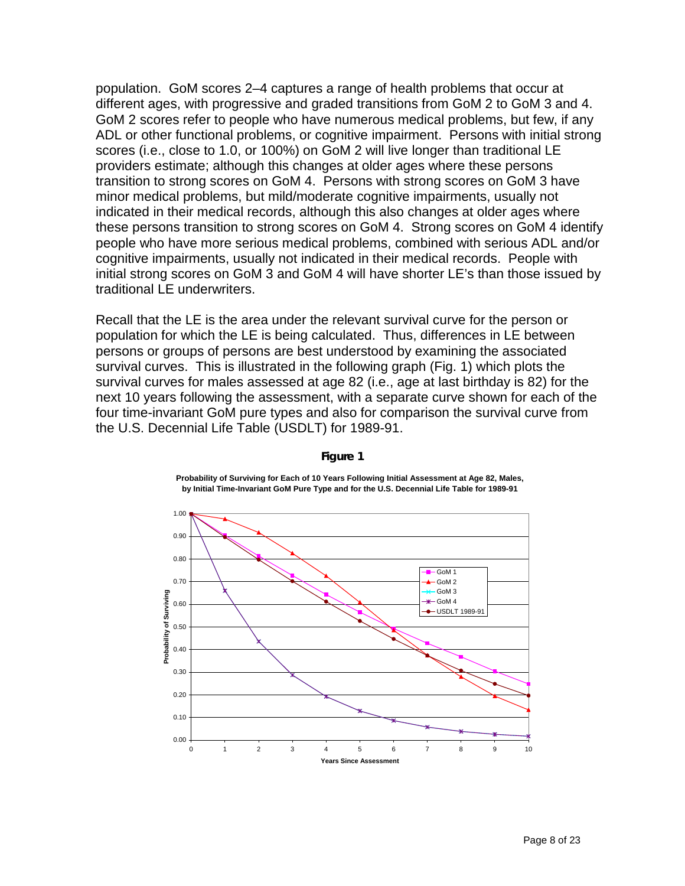population. GoM scores 2–4 captures a range of health problems that occur at different ages, with progressive and graded transitions from GoM 2 to GoM 3 and 4. GoM 2 scores refer to people who have numerous medical problems, but few, if any ADL or other functional problems, or cognitive impairment. Persons with initial strong scores (i.e., close to 1.0, or 100%) on GoM 2 will live longer than traditional LE providers estimate; although this changes at older ages where these persons transition to strong scores on GoM 4. Persons with strong scores on GoM 3 have minor medical problems, but mild/moderate cognitive impairments, usually not indicated in their medical records, although this also changes at older ages where these persons transition to strong scores on GoM 4. Strong scores on GoM 4 identify people who have more serious medical problems, combined with serious ADL and/or cognitive impairments, usually not indicated in their medical records. People with initial strong scores on GoM 3 and GoM 4 will have shorter LE's than those issued by traditional LE underwriters.

Recall that the LE is the area under the relevant survival curve for the person or population for which the LE is being calculated. Thus, differences in LE between persons or groups of persons are best understood by examining the associated survival curves. This is illustrated in the following graph (Fig. 1) which plots the survival curves for males assessed at age 82 (i.e., age at last birthday is 82) for the next 10 years following the assessment, with a separate curve shown for each of the four time-invariant GoM pure types and also for comparison the survival curve from the U.S. Decennial Life Table (USDLT) for 1989-91.

**Figure 1**

**Probability of Surviving for Each of 10 Years Following Initial Assessment at Age 82, Males, by Initial Time-Invariant GoM Pure Type and for the U.S. Decennial Life Table for 1989-91**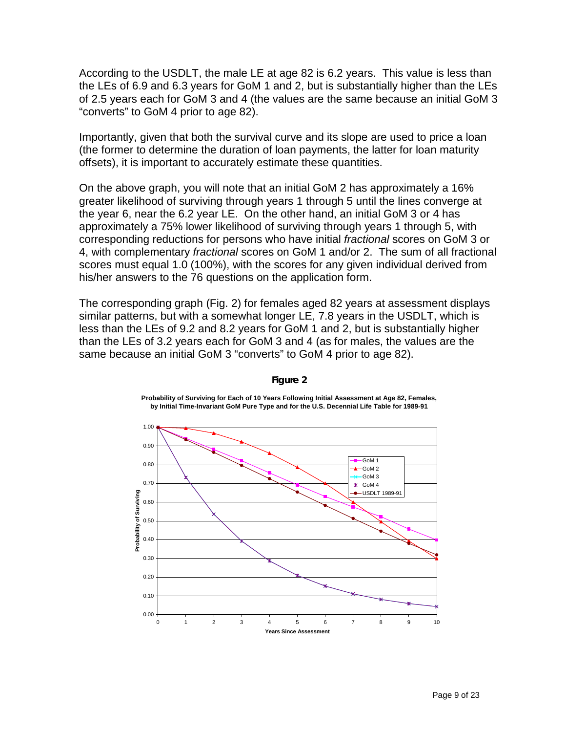According to the USDLT, the male LE at age 82 is 6.2 years. This value is less than the LEs of 6.9 and 6.3 years for GoM 1 and 2, but is substantially higher than the LEs of 2.5 years each for GoM 3 and 4 (the values are the same because an initial GoM 3 "converts" to GoM 4 prior to age 82).

Importantly, given that both the survival curve and its slope are used to price a loan (the former to determine the duration of loan payments, the latter for loan maturity offsets), it is important to accurately estimate these quantities.

On the above graph, you will note that an initial GoM 2 has approximately a 16% greater likelihood of surviving through years 1 through 5 until the lines converge at the year 6, near the 6.2 year LE. On the other hand, an initial GoM 3 or 4 has approximately a 75% lower likelihood of surviving through years 1 through 5, with corresponding reductions for persons who have initial *fractional* scores on GoM 3 or 4, with complementary *fractional* scores on GoM 1 and/or 2. The sum of all fractional scores must equal 1.0 (100%), with the scores for any given individual derived from his/her answers to the 76 questions on the application form.

The corresponding graph (Fig. 2) for females aged 82 years at assessment displays similar patterns, but with a somewhat longer LE, 7.8 years in the USDLT, which is less than the LEs of 9.2 and 8.2 years for GoM 1 and 2, but is substantially higher than the LEs of 3.2 years each for GoM 3 and 4 (as for males, the values are the same because an initial GoM 3 "converts" to GoM 4 prior to age 82).

**Figure 2**

**Probability of Surviving for Each of 10 Years Following Initial Assessment at Age 82, Females, by Initial Time-Invariant GoM Pure Type and for the U.S. Decennial Life Table for 1989-91**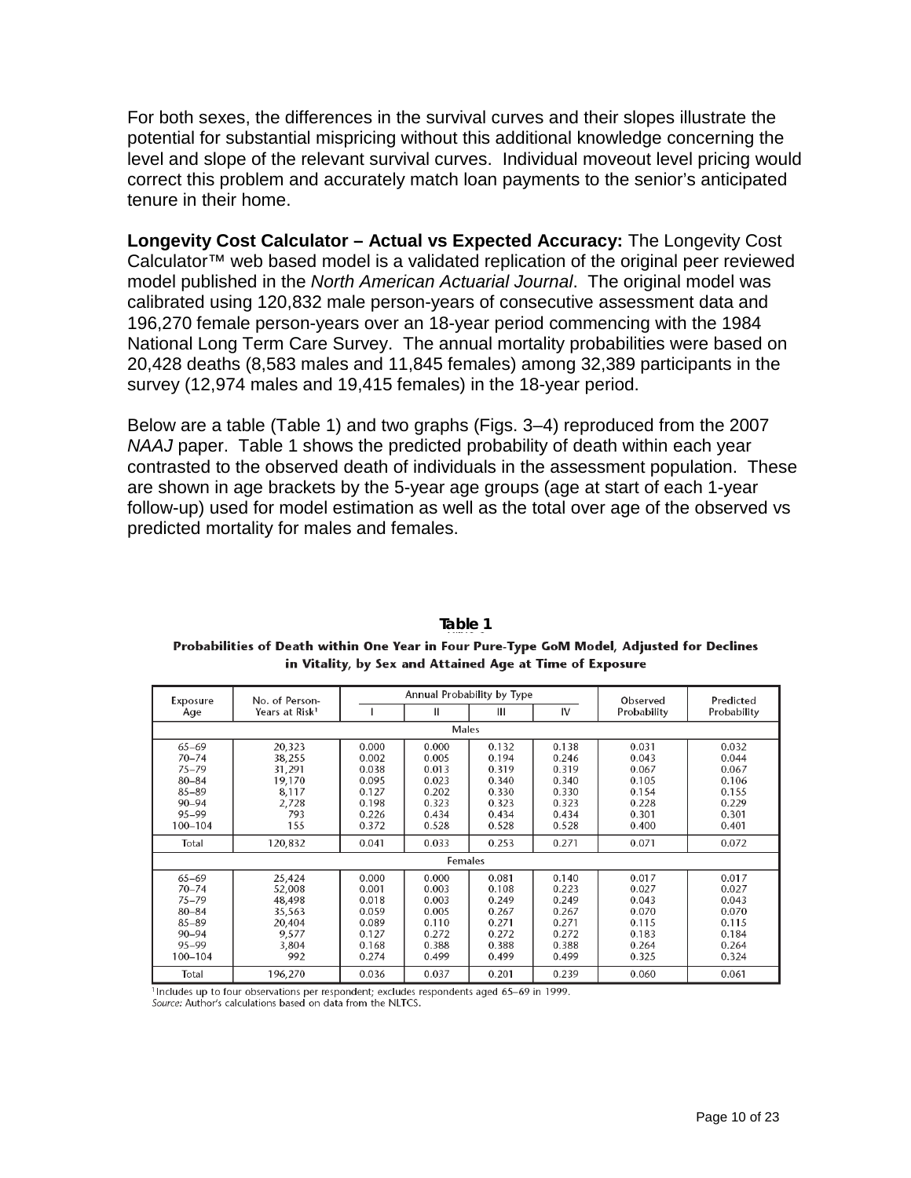For both sexes, the differences in the survival curves and their slopes illustrate the potential for substantial mispricing without this additional knowledge concerning the level and slope of the relevant survival curves. Individual moveout level pricing would correct this problem and accurately match loan payments to the senior's anticipated tenure in their home.

**Longevity Cost Calculator – Actual vs Expected Accuracy:** The Longevity Cost Calculator™ web based model is a validated replication of the original peer reviewed model published in the *North American Actuarial Journal*. The original model was calibrated using 120,832 male person-years of consecutive assessment data and 196,270 female person-years over an 18-year period commencing with the 1984 National Long Term Care Survey. The annual mortality probabilities were based on 20,428 deaths (8,583 males and 11,845 females) among 32,389 participants in the survey (12,974 males and 19,415 females) in the 18-year period.

Below are a table (Table 1) and two graphs (Figs. 3–4) reproduced from the 2007 *NAAJ* paper. Table 1 shows the predicted probability of death within each year contrasted to the observed death of individuals in the assessment population. These are shown in age brackets by the 5-year age groups (age at start of each 1-year follow-up) used for model estimation as well as the total over age of the observed vs predicted mortality for males and females.

**Table 1**

**Probabilities of Death within One Year in Four Pure-Type GoM Model, Adjusted for Declines in Vitality, by Sex and Attained Age at Time of Exposure**

| Exposure Age | No. of Person-Years at Risk[1] | Annual Probability by Type | | | | Observed Probability | Predicted Probability |
|---|---|---|---|---|---|---|---|
| | | I | II | III | IV | | |
| **Males** | | | | | | | |
| 65–69 | 20,323 | 0.000 | 0.000 | 0.132 | 0.138 | 0.031 | 0.032 |
| 70–74 | 38,255 | 0.002 | 0.005 | 0.194 | 0.246 | 0.043 | 0.044 |
| 75–79 | 31,291 | 0.038 | 0.013 | 0.319 | 0.319 | 0.067 | 0.067 |
| 80–84 | 19,170 | 0.095 | 0.023 | 0.340 | 0.340 | 0.105 | 0.106 |
| 85–89 | 8,117 | 0.127 | 0.202 | 0.330 | 0.330 | 0.154 | 0.155 |
| 90–94 | 2,728 | 0.198 | 0.323 | 0.323 | 0.323 | 0.228 | 0.229 |
| 95–99 | 793 | 0.226 | 0.434 | 0.434 | 0.434 | 0.301 | 0.301 |
| 100–104 | 155 | 0.372 | 0.528 | 0.528 | 0.528 | 0.400 | 0.401 |
| Total | 120,832 | 0.041 | 0.033 | 0.253 | 0.271 | 0.071 | 0.072 |
| **Females** | | | | | | | |
| 65–69 | 25,424 | 0.000 | 0.000 | 0.081 | 0.140 | 0.017 | 0.017 |
| 70–74 | 52,008 | 0.001 | 0.003 | 0.108 | 0.223 | 0.027 | 0.027 |
| 75–79 | 48,498 | 0.018 | 0.003 | 0.249 | 0.249 | 0.043 | 0.043 |
| 80–84 | 35,563 | 0.059 | 0.005 | 0.267 | 0.267 | 0.070 | 0.070 |
| 85–89 | 20,404 | 0.089 | 0.110 | 0.271 | 0.271 | 0.115 | 0.115 |
| 90–94 | 9,577 | 0.127 | 0.272 | 0.272 | 0.272 | 0.183 | 0.184 |
| 95–99 | 3,804 | 0.168 | 0.388 | 0.388 | 0.388 | 0.264 | 0.264 |
| 100–104 | 992 | 0.274 | 0.499 | 0.499 | 0.499 | 0.325 | 0.324 |
| Total | 196,270 | 0.036 | 0.037 | 0.201 | 0.239 | 0.060 | 0.061 |

[1]Includes up to four observations per respondent; excludes respondents aged 65–69 in 1999.
*Source:* Author's calculations based on data from the NLTCS.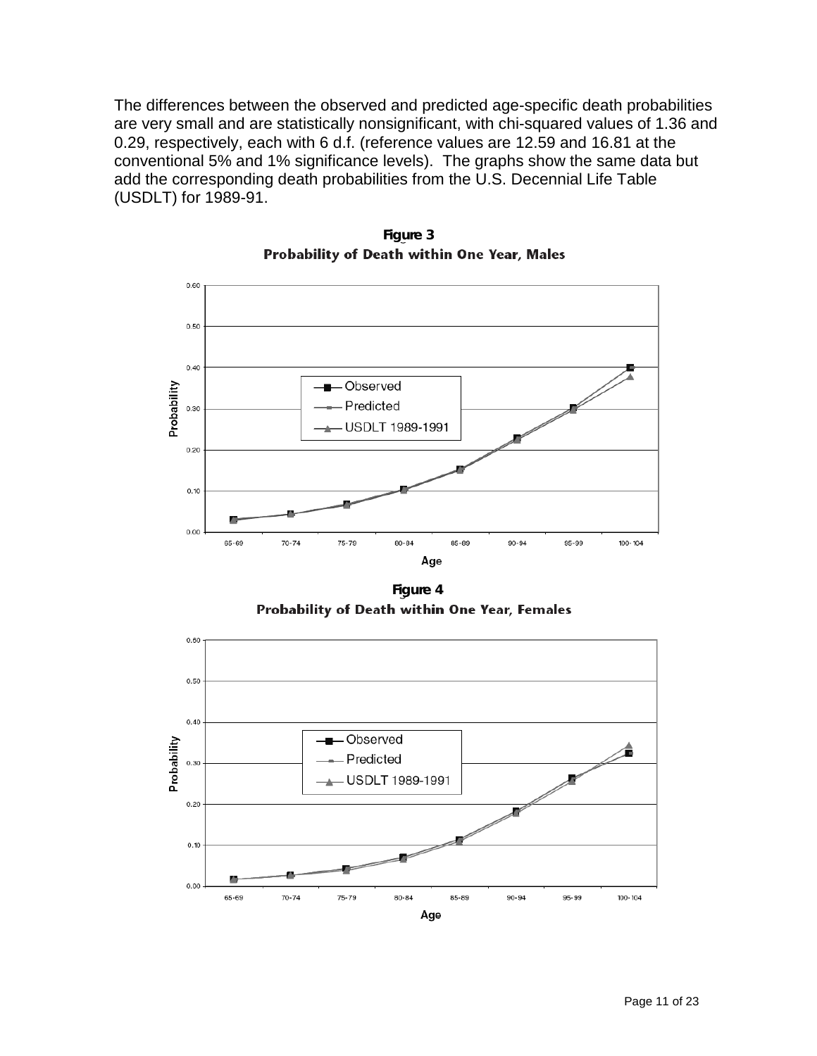The differences between the observed and predicted age-specific death probabilities are very small and are statistically nonsignificant, with chi-squared values of 1.36 and 0.29, respectively, each with 6 d.f. (reference values are 12.59 and 16.81 at the conventional 5% and 1% significance levels). The graphs show the same data but add the corresponding death probabilities from the U.S. Decennial Life Table (USDLT) for 1989-91.

**Figure 3**
**Probability of Death within One Year, Males**

**Figure 4**
**Probability of Death within One Year, Females**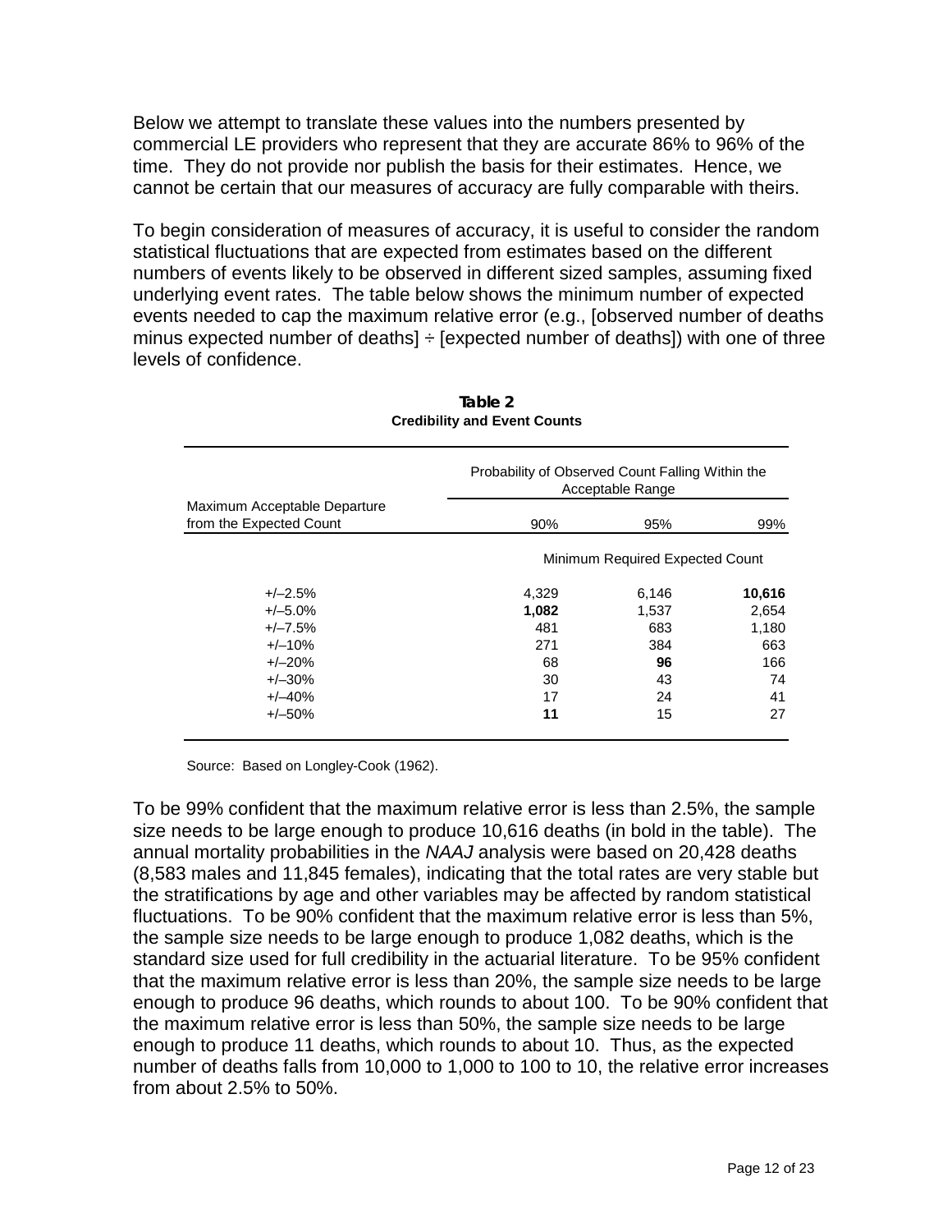Below we attempt to translate these values into the numbers presented by commercial LE providers who represent that they are accurate 86% to 96% of the time. They do not provide nor publish the basis for their estimates. Hence, we cannot be certain that our measures of accuracy are fully comparable with theirs.

To begin consideration of measures of accuracy, it is useful to consider the random statistical fluctuations that are expected from estimates based on the different numbers of events likely to be observed in different sized samples, assuming fixed underlying event rates. The table below shows the minimum number of expected events needed to cap the maximum relative error (e.g., [observed number of deaths minus expected number of deaths] ÷ [expected number of deaths]) with one of three levels of confidence.

**Table 2**
**Credibility and Event Counts**

| Maximum Acceptable Departure from the Expected Count | Probability of Observed Count Falling Within the Acceptable Range | | |
|---|---|---|---|
| | 90% | 95% | 99% |
| | Minimum Required Expected Count | | |
| +/–2.5% | 4,329 | 6,146 | **10,616** |
| +/–5.0% | **1,082** | 1,537 | 2,654 |
| +/–7.5% | 481 | 683 | 1,180 |
| +/–10% | 271 | 384 | 663 |
| +/–20% | 68 | **96** | 166 |
| +/–30% | 30 | 43 | 74 |
| +/–40% | 17 | 24 | 41 |
| +/–50% | **11** | 15 | 27 |

Source: Based on Longley-Cook (1962).

To be 99% confident that the maximum relative error is less than 2.5%, the sample size needs to be large enough to produce 10,616 deaths (in bold in the table). The annual mortality probabilities in the *NAAJ* analysis were based on 20,428 deaths (8,583 males and 11,845 females), indicating that the total rates are very stable but the stratifications by age and other variables may be affected by random statistical fluctuations. To be 90% confident that the maximum relative error is less than 5%, the sample size needs to be large enough to produce 1,082 deaths, which is the standard size used for full credibility in the actuarial literature. To be 95% confident that the maximum relative error is less than 20%, the sample size needs to be large enough to produce 96 deaths, which rounds to about 100. To be 90% confident that the maximum relative error is less than 50%, the sample size needs to be large enough to produce 11 deaths, which rounds to about 10. Thus, as the expected number of deaths falls from 10,000 to 1,000 to 100 to 10, the relative error increases from about 2.5% to 50%.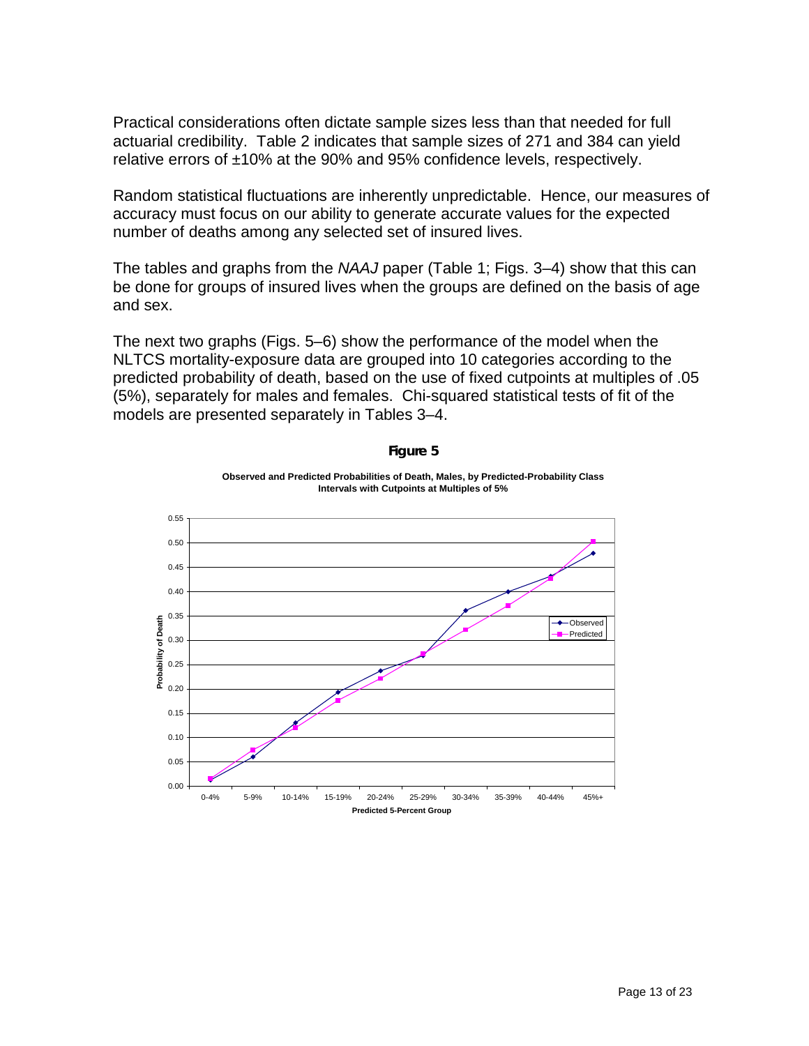Practical considerations often dictate sample sizes less than that needed for full actuarial credibility. Table 2 indicates that sample sizes of 271 and 384 can yield relative errors of ±10% at the 90% and 95% confidence levels, respectively.

Random statistical fluctuations are inherently unpredictable. Hence, our measures of accuracy must focus on our ability to generate accurate values for the expected number of deaths among any selected set of insured lives.

The tables and graphs from the *NAAJ* paper (Table 1; Figs. 3–4) show that this can be done for groups of insured lives when the groups are defined on the basis of age and sex.

The next two graphs (Figs. 5–6) show the performance of the model when the NLTCS mortality-exposure data are grouped into 10 categories according to the predicted probability of death, based on the use of fixed cutpoints at multiples of .05 (5%), separately for males and females. Chi-squared statistical tests of fit of the models are presented separately in Tables 3–4.

**Figure 5**

**Observed and Predicted Probabilities of Death, Males, by Predicted-Probability Class Intervals with Cutpoints at Multiples of 5%**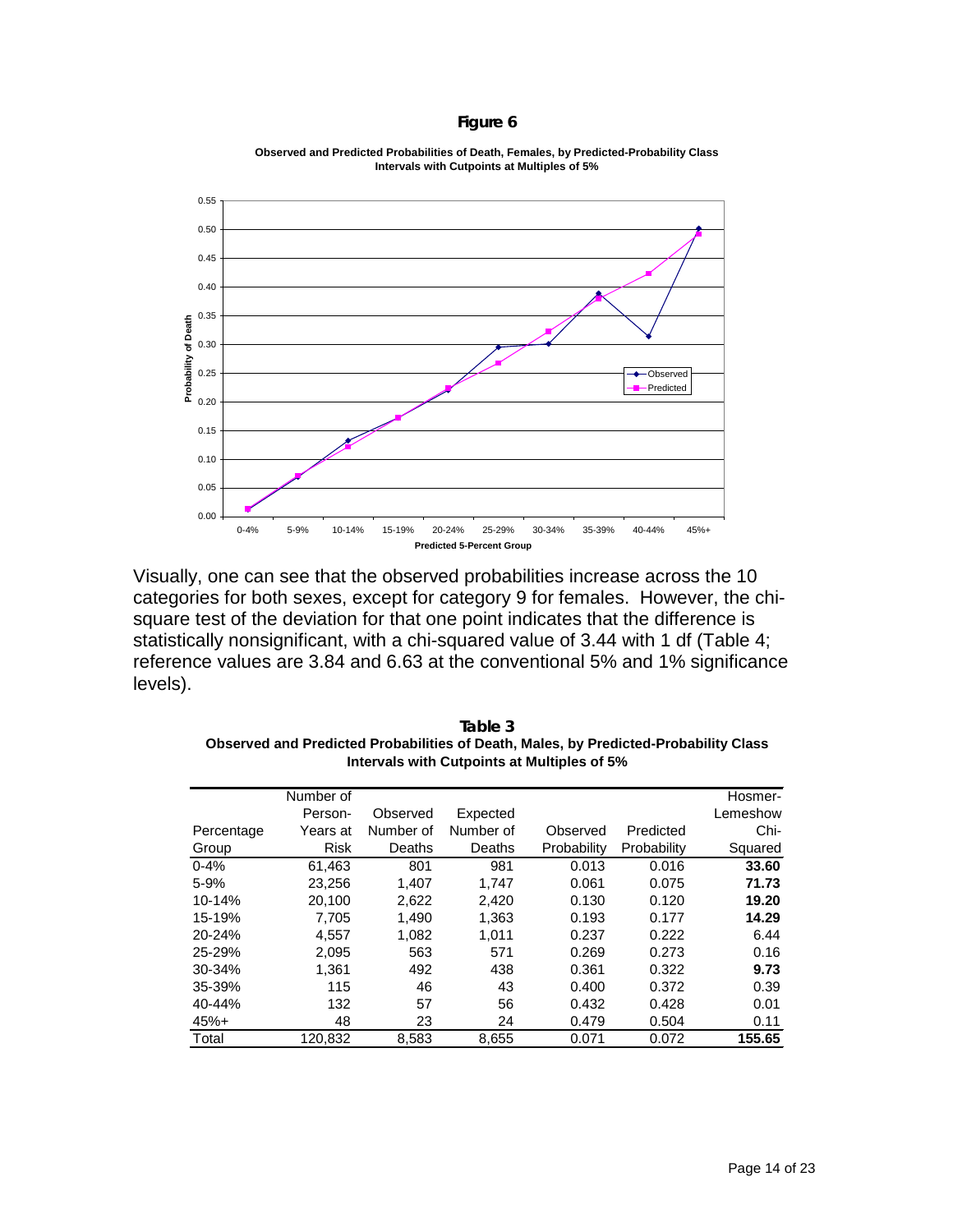**Figure 6**

**Observed and Predicted Probabilities of Death, Females, by Predicted-Probability Class Intervals with Cutpoints at Multiples of 5%**

Visually, one can see that the observed probabilities increase across the 10 categories for both sexes, except for category 9 for females. However, the chi-square test of the deviation for that one point indicates that the difference is statistically nonsignificant, with a chi-squared value of 3.44 with 1 df (Table 4; reference values are 3.84 and 6.63 at the conventional 5% and 1% significance levels).

**Table 3**
**Observed and Predicted Probabilities of Death, Males, by Predicted-Probability Class Intervals with Cutpoints at Multiples of 5%**

| Percentage Group | Number of Person-Years at Risk | Observed Number of Deaths | Expected Number of Deaths | Observed Probability | Predicted Probability | Hosmer-Lemeshow Chi-Squared |
|---|---|---|---|---|---|---|
| 0-4% | 61,463 | 801 | 981 | 0.013 | 0.016 | **33.60** |
| 5-9% | 23,256 | 1,407 | 1,747 | 0.061 | 0.075 | **71.73** |
| 10-14% | 20,100 | 2,622 | 2,420 | 0.130 | 0.120 | **19.20** |
| 15-19% | 7,705 | 1,490 | 1,363 | 0.193 | 0.177 | **14.29** |
| 20-24% | 4,557 | 1,082 | 1,011 | 0.237 | 0.222 | 6.44 |
| 25-29% | 2,095 | 563 | 571 | 0.269 | 0.273 | 0.16 |
| 30-34% | 1,361 | 492 | 438 | 0.361 | 0.322 | **9.73** |
| 35-39% | 115 | 46 | 43 | 0.400 | 0.372 | 0.39 |
| 40-44% | 132 | 57 | 56 | 0.432 | 0.428 | 0.01 |
| 45%+ | 48 | 23 | 24 | 0.479 | 0.504 | 0.11 |
| Total | 120,832 | 8,583 | 8,655 | 0.071 | 0.072 | **155.65** |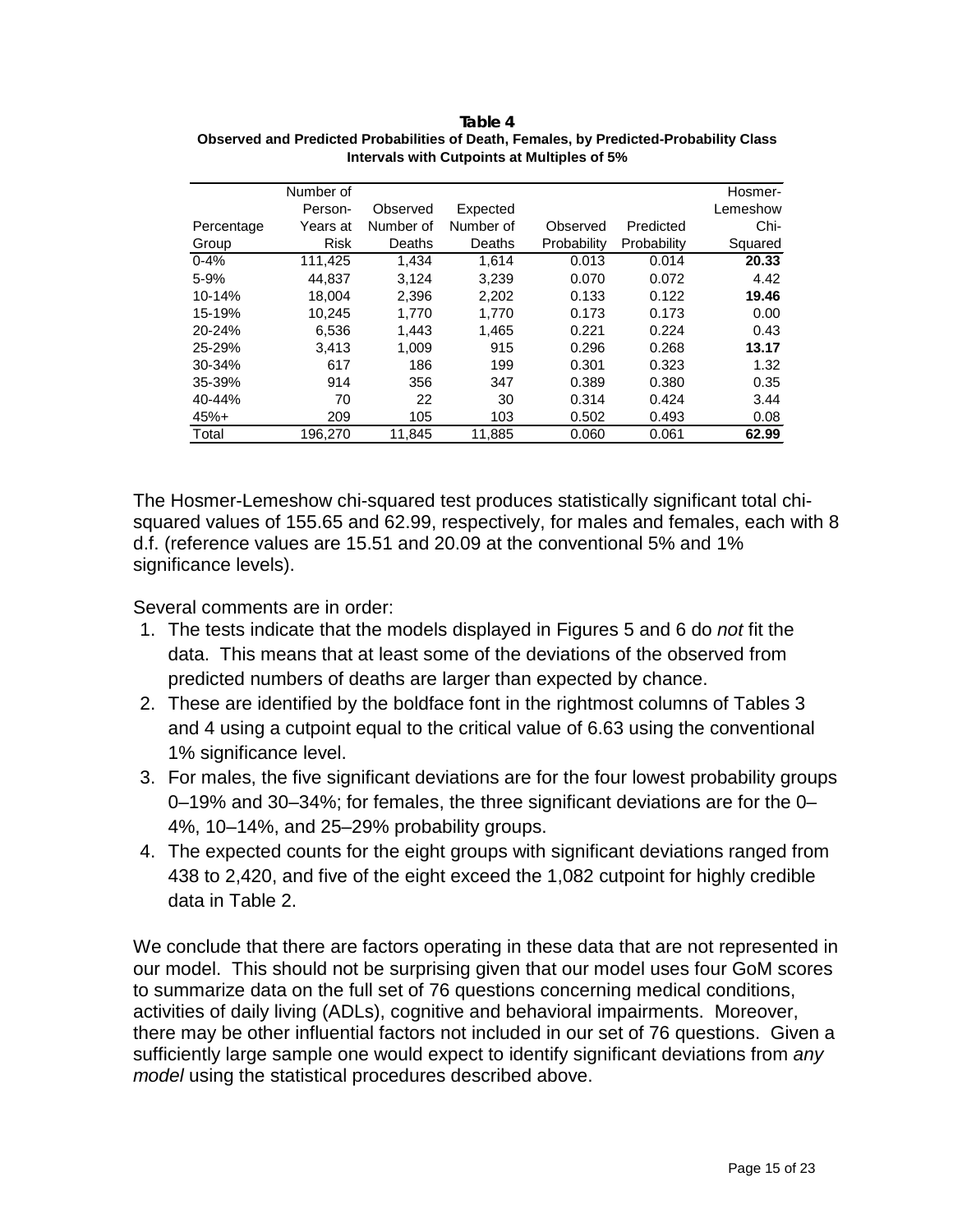**Table 4**
**Observed and Predicted Probabilities of Death, Females, by Predicted-Probability Class Intervals with Cutpoints at Multiples of 5%**

| Percentage Group | Number of Person-Years at Risk | Observed Number of Deaths | Expected Number of Deaths | Observed Probability | Predicted Probability | Hosmer-Lemeshow Chi-Squared |
|---|---|---|---|---|---|---|
| 0-4% | 111,425 | 1,434 | 1,614 | 0.013 | 0.014 | **20.33** |
| 5-9% | 44,837 | 3,124 | 3,239 | 0.070 | 0.072 | 4.42 |
| 10-14% | 18,004 | 2,396 | 2,202 | 0.133 | 0.122 | **19.46** |
| 15-19% | 10,245 | 1,770 | 1,770 | 0.173 | 0.173 | 0.00 |
| 20-24% | 6,536 | 1,443 | 1,465 | 0.221 | 0.224 | 0.43 |
| 25-29% | 3,413 | 1,009 | 915 | 0.296 | 0.268 | **13.17** |
| 30-34% | 617 | 186 | 199 | 0.301 | 0.323 | 1.32 |
| 35-39% | 914 | 356 | 347 | 0.389 | 0.380 | 0.35 |
| 40-44% | 70 | 22 | 30 | 0.314 | 0.424 | 3.44 |
| 45%+ | 209 | 105 | 103 | 0.502 | 0.493 | 0.08 |
| Total | 196,270 | 11,845 | 11,885 | 0.060 | 0.061 | **62.99** |

The Hosmer-Lemeshow chi-squared test produces statistically significant total chi-squared values of 155.65 and 62.99, respectively, for males and females, each with 8 d.f. (reference values are 15.51 and 20.09 at the conventional 5% and 1% significance levels).

Several comments are in order:

1. The tests indicate that the models displayed in Figures 5 and 6 do *not* fit the data. This means that at least some of the deviations of the observed from predicted numbers of deaths are larger than expected by chance.
2. These are identified by the boldface font in the rightmost columns of Tables 3 and 4 using a cutpoint equal to the critical value of 6.63 using the conventional 1% significance level.
3. For males, the five significant deviations are for the four lowest probability groups 0–19% and 30–34%; for females, the three significant deviations are for the 0–4%, 10–14%, and 25–29% probability groups.
4. The expected counts for the eight groups with significant deviations ranged from 438 to 2,420, and five of the eight exceed the 1,082 cutpoint for highly credible data in Table 2.

We conclude that there are factors operating in these data that are not represented in our model. This should not be surprising given that our model uses four GoM scores to summarize data on the full set of 76 questions concerning medical conditions, activities of daily living (ADLs), cognitive and behavioral impairments. Moreover, there may be other influential factors not included in our set of 76 questions. Given a sufficiently large sample one would expect to identify significant deviations from *any model* using the statistical procedures described above.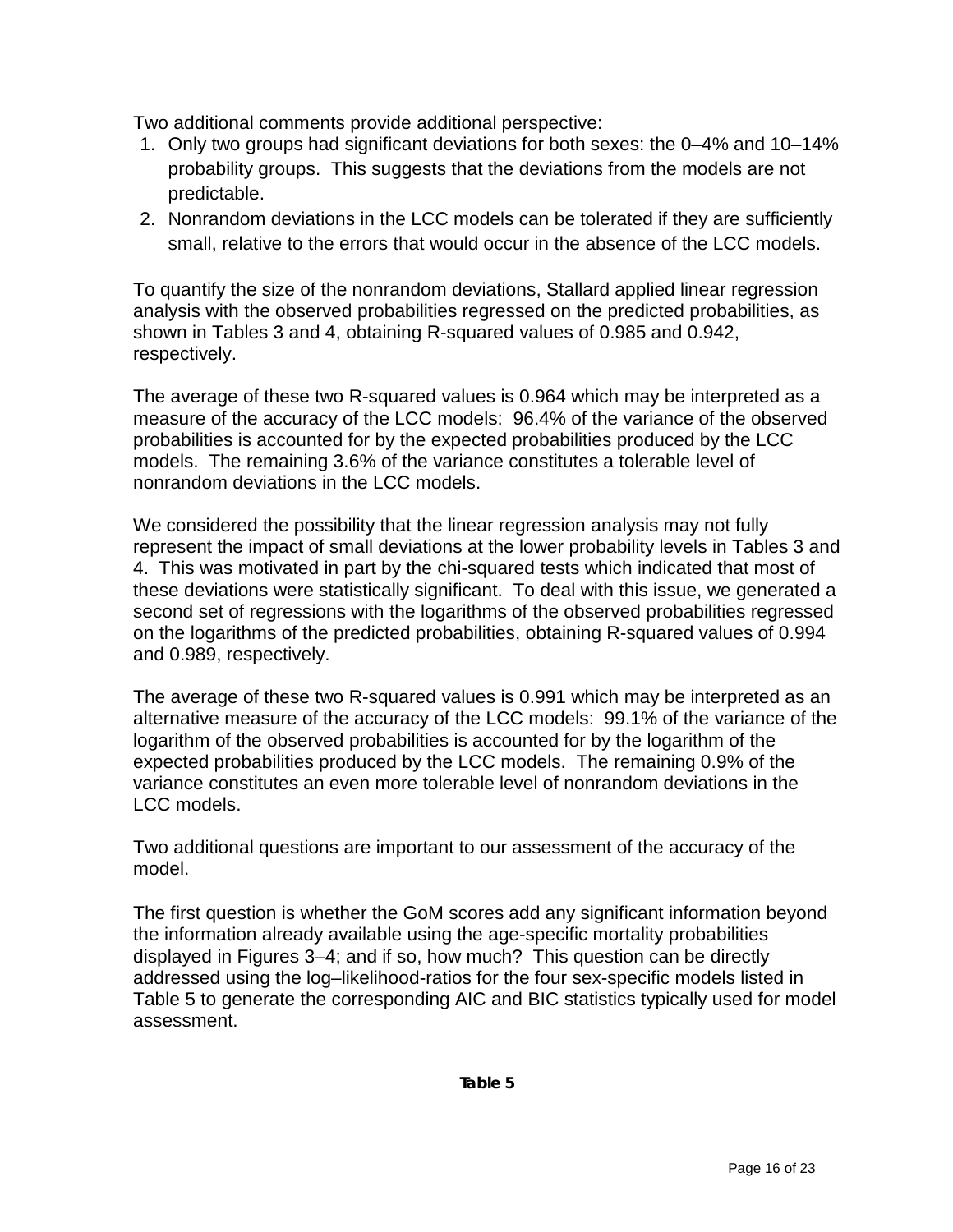Two additional comments provide additional perspective:

1. Only two groups had significant deviations for both sexes: the 0–4% and 10–14% probability groups. This suggests that the deviations from the models are not predictable.
2. Nonrandom deviations in the LCC models can be tolerated if they are sufficiently small, relative to the errors that would occur in the absence of the LCC models.

To quantify the size of the nonrandom deviations, Stallard applied linear regression analysis with the observed probabilities regressed on the predicted probabilities, as shown in Tables 3 and 4, obtaining R-squared values of 0.985 and 0.942, respectively.

The average of these two R-squared values is 0.964 which may be interpreted as a measure of the accuracy of the LCC models: 96.4% of the variance of the observed probabilities is accounted for by the expected probabilities produced by the LCC models. The remaining 3.6% of the variance constitutes a tolerable level of nonrandom deviations in the LCC models.

We considered the possibility that the linear regression analysis may not fully represent the impact of small deviations at the lower probability levels in Tables 3 and 4. This was motivated in part by the chi-squared tests which indicated that most of these deviations were statistically significant. To deal with this issue, we generated a second set of regressions with the logarithms of the observed probabilities regressed on the logarithms of the predicted probabilities, obtaining R-squared values of 0.994 and 0.989, respectively.

The average of these two R-squared values is 0.991 which may be interpreted as an alternative measure of the accuracy of the LCC models: 99.1% of the variance of the logarithm of the observed probabilities is accounted for by the logarithm of the expected probabilities produced by the LCC models. The remaining 0.9% of the variance constitutes an even more tolerable level of nonrandom deviations in the LCC models.

Two additional questions are important to our assessment of the accuracy of the model.

The first question is whether the GoM scores add any significant information beyond the information already available using the age-specific mortality probabilities displayed in Figures 3–4; and if so, how much? This question can be directly addressed using the log–likelihood-ratios for the four sex-specific models listed in Table 5 to generate the corresponding AIC and BIC statistics typically used for model assessment.

***Table 5***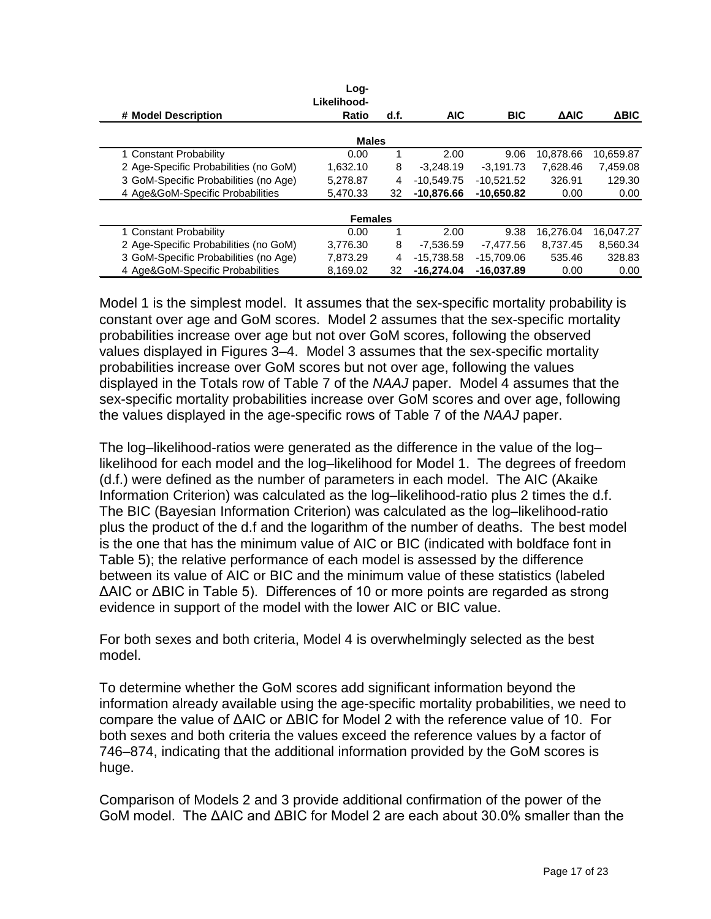| # | Model Description | Log-Likelihood-Ratio | d.f. | AIC | BIC | ΔAIC | ΔBIC |
|---|---|---|---|---|---|---|---|
| | | **Males** | | | | | |
| 1 | Constant Probability | 0.00 | 1 | 2.00 | 9.06 | 10,878.66 | 10,659.87 |
| 2 | Age-Specific Probabilities (no GoM) | 1,632.10 | 8 | -3,248.19 | -3,191.73 | 7,628.46 | 7,459.08 |
| 3 | GoM-Specific Probabilities (no Age) | 5,278.87 | 4 | -10,549.75 | -10,521.52 | 326.91 | 129.30 |
| 4 | Age&GoM-Specific Probabilities | 5,470.33 | 32 | **-10,876.66** | **-10,650.82** | 0.00 | 0.00 |
| | | **Females** | | | | | |
| 1 | Constant Probability | 0.00 | 1 | 2.00 | 9.38 | 16,276.04 | 16,047.27 |
| 2 | Age-Specific Probabilities (no GoM) | 3,776.30 | 8 | -7,536.59 | -7,477.56 | 8,737.45 | 8,560.34 |
| 3 | GoM-Specific Probabilities (no Age) | 7,873.29 | 4 | -15,738.58 | -15,709.06 | 535.46 | 328.83 |
| 4 | Age&GoM-Specific Probabilities | 8,169.02 | 32 | **-16,274.04** | **-16,037.89** | 0.00 | 0.00 |

Model 1 is the simplest model. It assumes that the sex-specific mortality probability is constant over age and GoM scores. Model 2 assumes that the sex-specific mortality probabilities increase over age but not over GoM scores, following the observed values displayed in Figures 3–4. Model 3 assumes that the sex-specific mortality probabilities increase over GoM scores but not over age, following the values displayed in the Totals row of Table 7 of the *NAAJ* paper. Model 4 assumes that the sex-specific mortality probabilities increase over GoM scores and over age, following the values displayed in the age-specific rows of Table 7 of the *NAAJ* paper.

The log–likelihood-ratios were generated as the difference in the value of the log–likelihood for each model and the log–likelihood for Model 1. The degrees of freedom (d.f.) were defined as the number of parameters in each model. The AIC (Akaike Information Criterion) was calculated as the log–likelihood-ratio plus 2 times the d.f. The BIC (Bayesian Information Criterion) was calculated as the log–likelihood-ratio plus the product of the d.f and the logarithm of the number of deaths. The best model is the one that has the minimum value of AIC or BIC (indicated with boldface font in Table 5); the relative performance of each model is assessed by the difference between its value of AIC or BIC and the minimum value of these statistics (labeled ΔAIC or ΔBIC in Table 5). Differences of 10 or more points are regarded as strong evidence in support of the model with the lower AIC or BIC value.

For both sexes and both criteria, Model 4 is overwhelmingly selected as the best model.

To determine whether the GoM scores add significant information beyond the information already available using the age-specific mortality probabilities, we need to compare the value of ΔAIC or ΔBIC for Model 2 with the reference value of 10. For both sexes and both criteria the values exceed the reference values by a factor of 746–874, indicating that the additional information provided by the GoM scores is huge.

Comparison of Models 2 and 3 provide additional confirmation of the power of the GoM model. The ΔAIC and ΔBIC for Model 2 are each about 30.0% smaller than the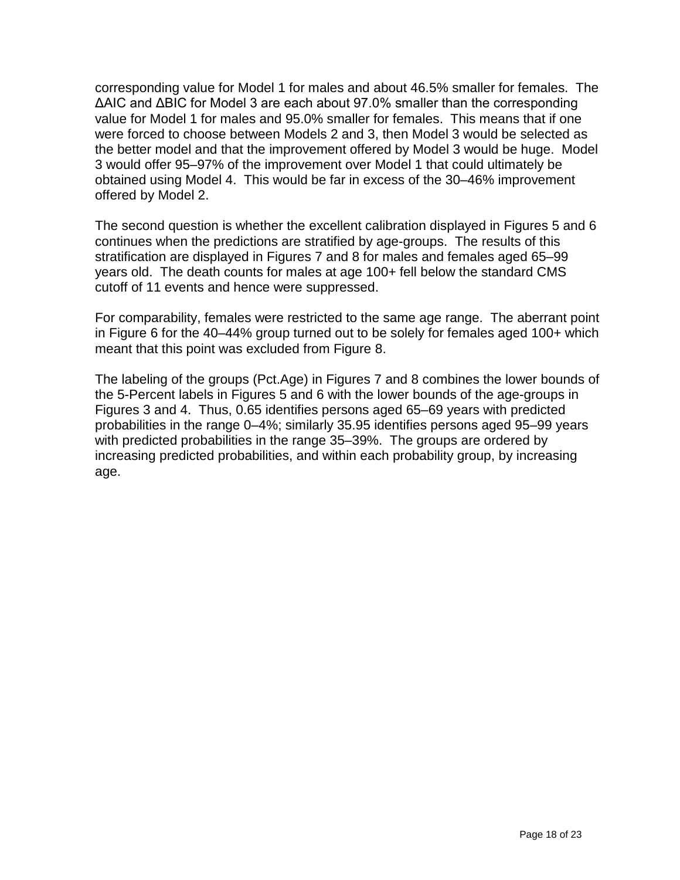corresponding value for Model 1 for males and about 46.5% smaller for females. The ΔAIC and ΔBIC for Model 3 are each about 97.0% smaller than the corresponding value for Model 1 for males and 95.0% smaller for females. This means that if one were forced to choose between Models 2 and 3, then Model 3 would be selected as the better model and that the improvement offered by Model 3 would be huge. Model 3 would offer 95–97% of the improvement over Model 1 that could ultimately be obtained using Model 4. This would be far in excess of the 30–46% improvement offered by Model 2.

The second question is whether the excellent calibration displayed in Figures 5 and 6 continues when the predictions are stratified by age-groups. The results of this stratification are displayed in Figures 7 and 8 for males and females aged 65–99 years old. The death counts for males at age 100+ fell below the standard CMS cutoff of 11 events and hence were suppressed.

For comparability, females were restricted to the same age range. The aberrant point in Figure 6 for the 40–44% group turned out to be solely for females aged 100+ which meant that this point was excluded from Figure 8.

The labeling of the groups (Pct.Age) in Figures 7 and 8 combines the lower bounds of the 5-Percent labels in Figures 5 and 6 with the lower bounds of the age-groups in Figures 3 and 4. Thus, 0.65 identifies persons aged 65–69 years with predicted probabilities in the range 0–4%; similarly 35.95 identifies persons aged 95–99 years with predicted probabilities in the range 35–39%. The groups are ordered by increasing predicted probabilities, and within each probability group, by increasing age.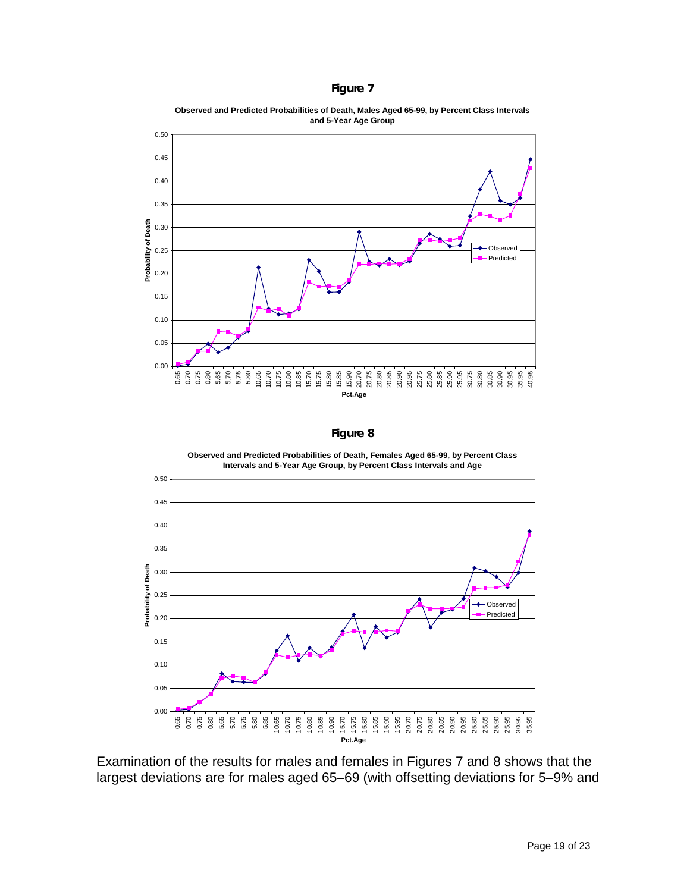**Figure 7**

**Observed and Predicted Probabilities of Death, Males Aged 65-99, by Percent Class Intervals and 5-Year Age Group**

**Figure 8**

**Observed and Predicted Probabilities of Death, Females Aged 65-99, by Percent Class Intervals and 5-Year Age Group, by Percent Class Intervals and Age**

Examination of the results for males and females in Figures 7 and 8 shows that the largest deviations are for males aged 65–69 (with offsetting deviations for 5–9% and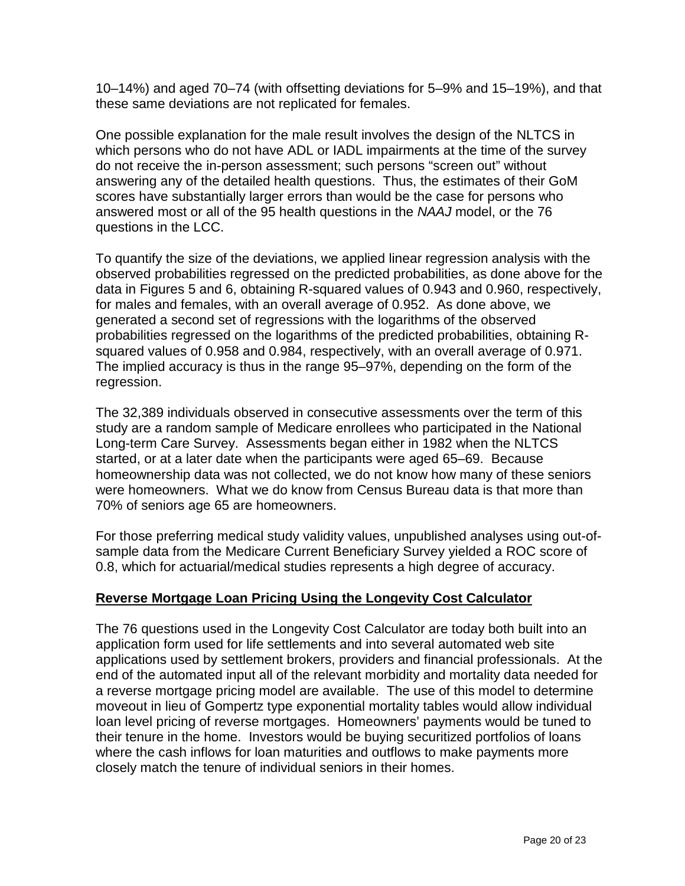10–14%) and aged 70–74 (with offsetting deviations for 5–9% and 15–19%), and that these same deviations are not replicated for females.

One possible explanation for the male result involves the design of the NLTCS in which persons who do not have ADL or IADL impairments at the time of the survey do not receive the in-person assessment; such persons “screen out” without answering any of the detailed health questions. Thus, the estimates of their GoM scores have substantially larger errors than would be the case for persons who answered most or all of the 95 health questions in the *NAAJ* model, or the 76 questions in the LCC.

To quantify the size of the deviations, we applied linear regression analysis with the observed probabilities regressed on the predicted probabilities, as done above for the data in Figures 5 and 6, obtaining R-squared values of 0.943 and 0.960, respectively, for males and females, with an overall average of 0.952. As done above, we generated a second set of regressions with the logarithms of the observed probabilities regressed on the logarithms of the predicted probabilities, obtaining R-squared values of 0.958 and 0.984, respectively, with an overall average of 0.971. The implied accuracy is thus in the range 95–97%, depending on the form of the regression.

The 32,389 individuals observed in consecutive assessments over the term of this study are a random sample of Medicare enrollees who participated in the National Long-term Care Survey. Assessments began either in 1982 when the NLTCS started, or at a later date when the participants were aged 65–69. Because homeownership data was not collected, we do not know how many of these seniors were homeowners. What we do know from Census Bureau data is that more than 70% of seniors age 65 are homeowners.

For those preferring medical study validity values, unpublished analyses using out-of-sample data from the Medicare Current Beneficiary Survey yielded a ROC score of 0.8, which for actuarial/medical studies represents a high degree of accuracy.

## **Reverse Mortgage Loan Pricing Using the Longevity Cost Calculator**

The 76 questions used in the Longevity Cost Calculator are today both built into an application form used for life settlements and into several automated web site applications used by settlement brokers, providers and financial professionals. At the end of the automated input all of the relevant morbidity and mortality data needed for a reverse mortgage pricing model are available. The use of this model to determine moveout in lieu of Gompertz type exponential mortality tables would allow individual loan level pricing of reverse mortgages. Homeowners’ payments would be tuned to their tenure in the home. Investors would be buying securitized portfolios of loans where the cash inflows for loan maturities and outflows to make payments more closely match the tenure of individual seniors in their homes.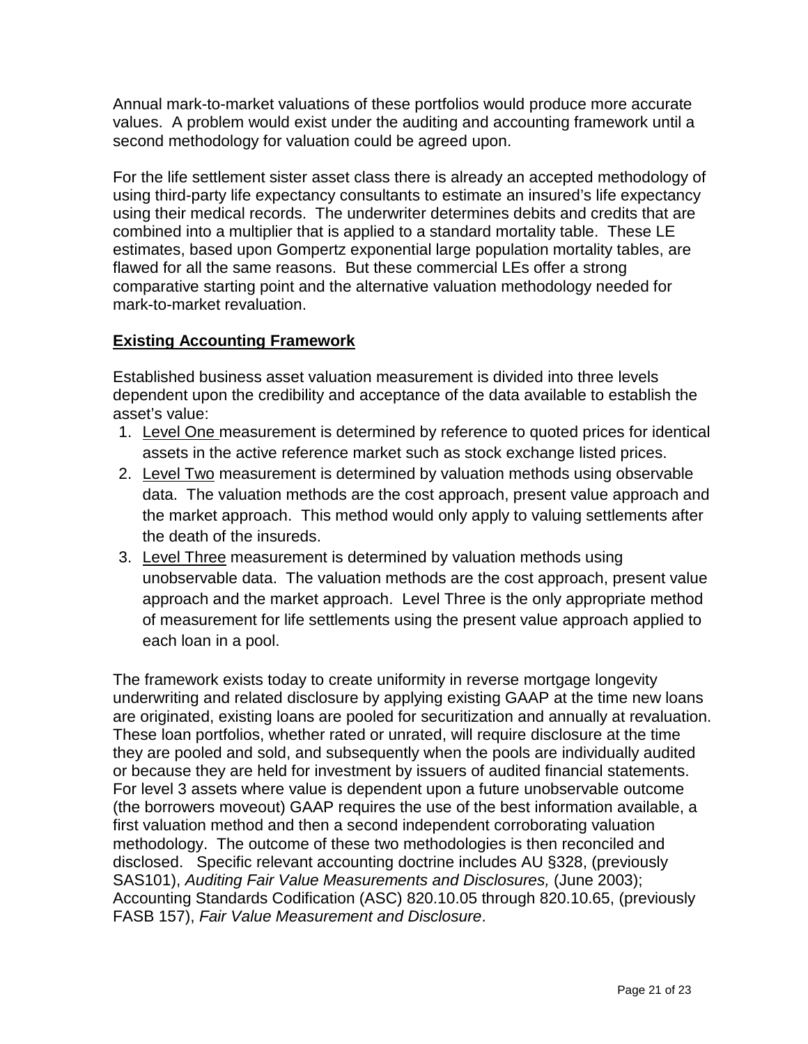Annual mark-to-market valuations of these portfolios would produce more accurate values. A problem would exist under the auditing and accounting framework until a second methodology for valuation could be agreed upon.

For the life settlement sister asset class there is already an accepted methodology of using third-party life expectancy consultants to estimate an insured's life expectancy using their medical records. The underwriter determines debits and credits that are combined into a multiplier that is applied to a standard mortality table. These LE estimates, based upon Gompertz exponential large population mortality tables, are flawed for all the same reasons. But these commercial LEs offer a strong comparative starting point and the alternative valuation methodology needed for mark-to-market revaluation.

## Existing Accounting Framework

Established business asset valuation measurement is divided into three levels dependent upon the credibility and acceptance of the data available to establish the asset's value:

1. Level One measurement is determined by reference to quoted prices for identical assets in the active reference market such as stock exchange listed prices.
2. Level Two measurement is determined by valuation methods using observable data. The valuation methods are the cost approach, present value approach and the market approach. This method would only apply to valuing settlements after the death of the insureds.
3. Level Three measurement is determined by valuation methods using unobservable data. The valuation methods are the cost approach, present value approach and the market approach. Level Three is the only appropriate method of measurement for life settlements using the present value approach applied to each loan in a pool.

The framework exists today to create uniformity in reverse mortgage longevity underwriting and related disclosure by applying existing GAAP at the time new loans are originated, existing loans are pooled for securitization and annually at revaluation. These loan portfolios, whether rated or unrated, will require disclosure at the time they are pooled and sold, and subsequently when the pools are individually audited or because they are held for investment by issuers of audited financial statements. For level 3 assets where value is dependent upon a future unobservable outcome (the borrowers moveout) GAAP requires the use of the best information available, a first valuation method and then a second independent corroborating valuation methodology. The outcome of these two methodologies is then reconciled and disclosed. Specific relevant accounting doctrine includes AU §328, (previously SAS101), *Auditing Fair Value Measurements and Disclosures,* (June 2003); Accounting Standards Codification (ASC) 820.10.05 through 820.10.65, (previously FASB 157), *Fair Value Measurement and Disclosure*.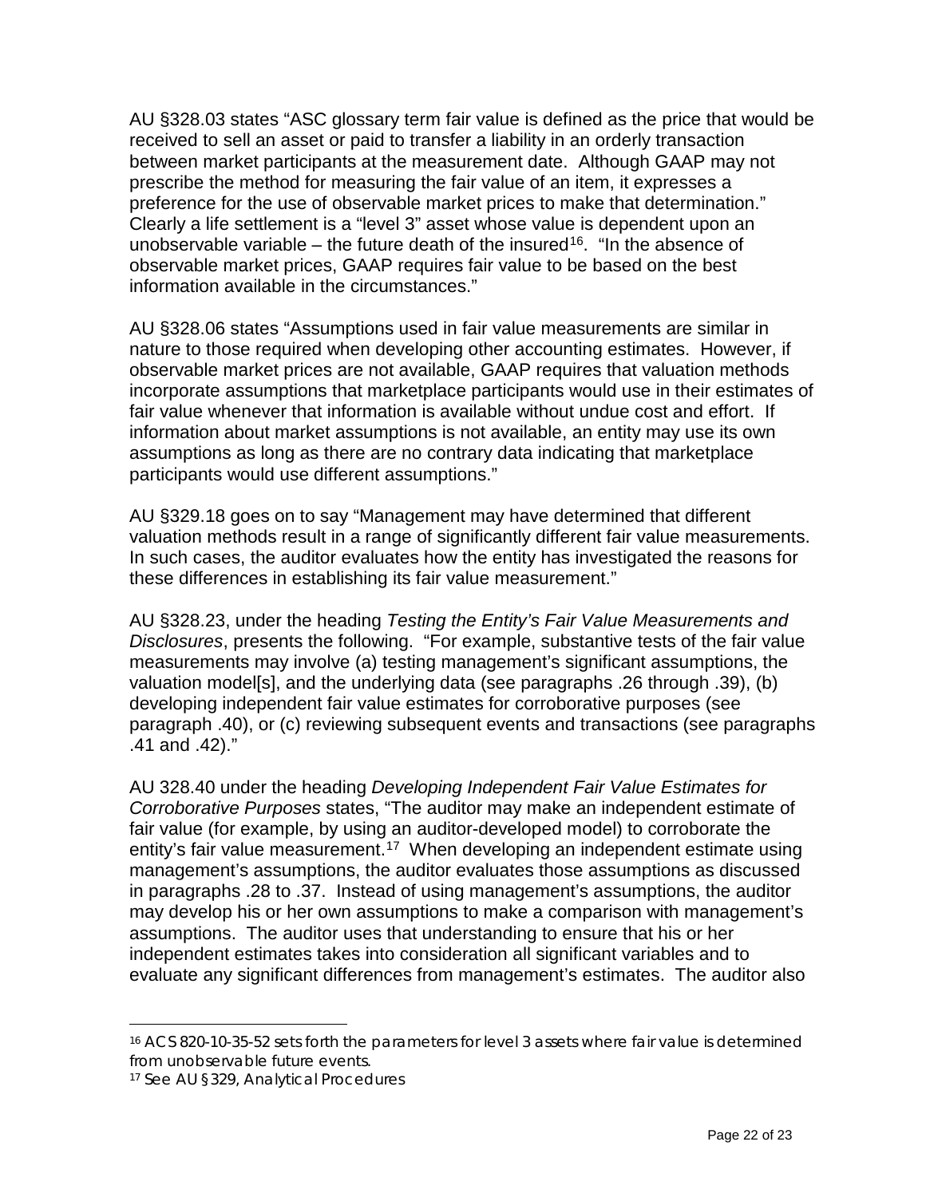AU §328.03 states "ASC glossary term fair value is defined as the price that would be received to sell an asset or paid to transfer a liability in an orderly transaction between market participants at the measurement date. Although GAAP may not prescribe the method for measuring the fair value of an item, it expresses a preference for the use of observable market prices to make that determination." Clearly a life settlement is a "level 3" asset whose value is dependent upon an unobservable variable – the future death of the insured[16]. "In the absence of observable market prices, GAAP requires fair value to be based on the best information available in the circumstances."

AU §328.06 states "Assumptions used in fair value measurements are similar in nature to those required when developing other accounting estimates. However, if observable market prices are not available, GAAP requires that valuation methods incorporate assumptions that marketplace participants would use in their estimates of fair value whenever that information is available without undue cost and effort. If information about market assumptions is not available, an entity may use its own assumptions as long as there are no contrary data indicating that marketplace participants would use different assumptions."

AU §329.18 goes on to say "Management may have determined that different valuation methods result in a range of significantly different fair value measurements. In such cases, the auditor evaluates how the entity has investigated the reasons for these differences in establishing its fair value measurement."

AU §328.23, under the heading *Testing the Entity's Fair Value Measurements and Disclosures*, presents the following. "For example, substantive tests of the fair value measurements may involve (a) testing management's significant assumptions, the valuation model[s], and the underlying data (see paragraphs .26 through .39), (b) developing independent fair value estimates for corroborative purposes (see paragraph .40), or (c) reviewing subsequent events and transactions (see paragraphs .41 and .42)."

AU 328.40 under the heading *Developing Independent Fair Value Estimates for Corroborative Purposes* states, "The auditor may make an independent estimate of fair value (for example, by using an auditor-developed model) to corroborate the entity's fair value measurement.[17] When developing an independent estimate using management's assumptions, the auditor evaluates those assumptions as discussed in paragraphs .28 to .37. Instead of using management's assumptions, the auditor may develop his or her own assumptions to make a comparison with management's assumptions. The auditor uses that understanding to ensure that his or her independent estimates takes into consideration all significant variables and to evaluate any significant differences from management's estimates. The auditor also

---

[16] ACS 820-10-35-52 sets forth the parameters for level 3 assets where fair value is determined from unobservable future events.

[17] See AU §329, Analytical Procedures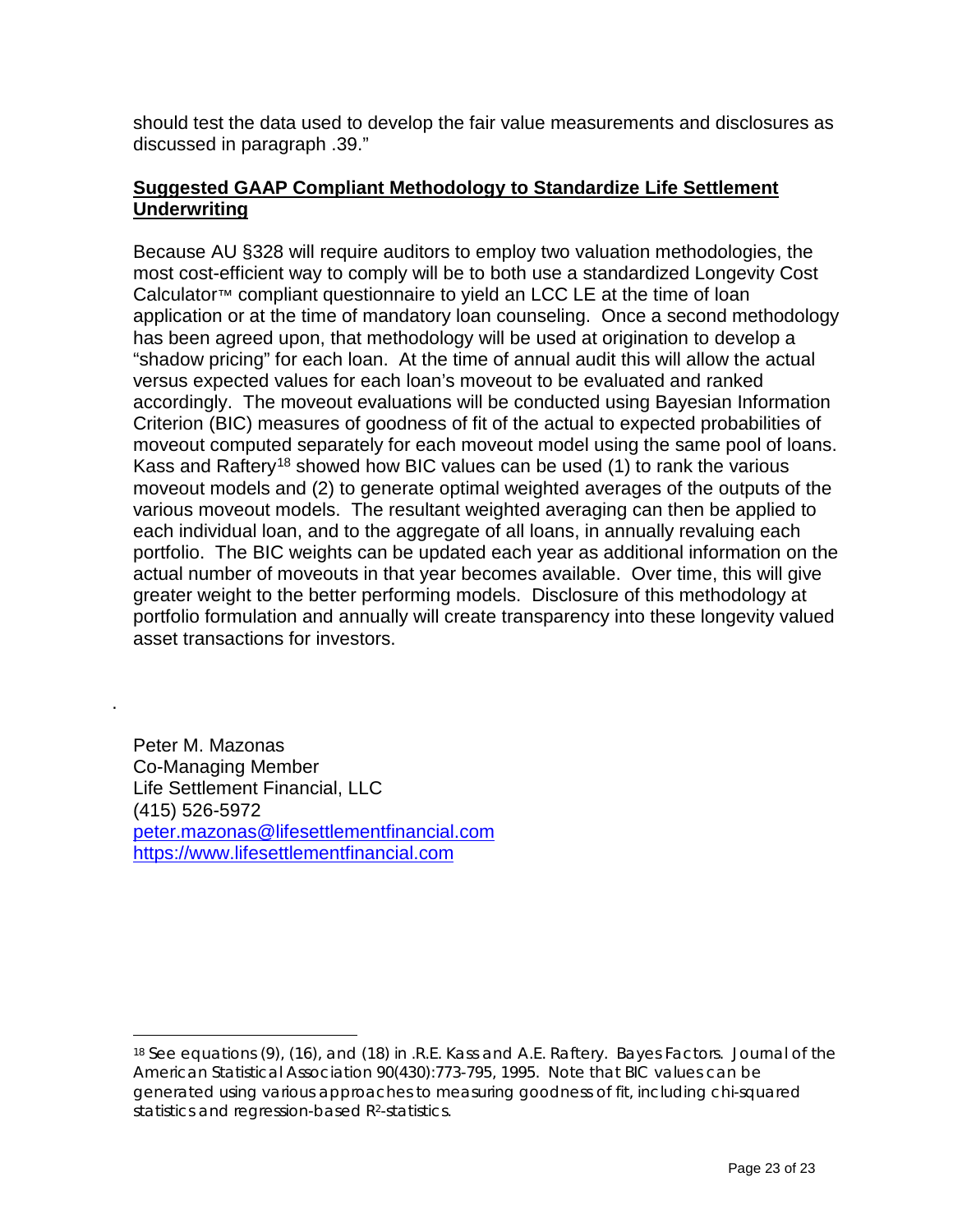should test the data used to develop the fair value measurements and disclosures as discussed in paragraph .39."

## **Suggested GAAP Compliant Methodology to Standardize Life Settlement Underwriting**

Because AU §328 will require auditors to employ two valuation methodologies, the most cost-efficient way to comply will be to both use a standardized Longevity Cost Calculator™ compliant questionnaire to yield an LCC LE at the time of loan application or at the time of mandatory loan counseling. Once a second methodology has been agreed upon, that methodology will be used at origination to develop a "shadow pricing" for each loan. At the time of annual audit this will allow the actual versus expected values for each loan's moveout to be evaluated and ranked accordingly. The moveout evaluations will be conducted using Bayesian Information Criterion (BIC) measures of goodness of fit of the actual to expected probabilities of moveout computed separately for each moveout model using the same pool of loans. Kass and Raftery[18] showed how BIC values can be used (1) to rank the various moveout models and (2) to generate optimal weighted averages of the outputs of the various moveout models. The resultant weighted averaging can then be applied to each individual loan, and to the aggregate of all loans, in annually revaluing each portfolio. The BIC weights can be updated each year as additional information on the actual number of moveouts in that year becomes available. Over time, this will give greater weight to the better performing models. Disclosure of this methodology at portfolio formulation and annually will create transparency into these longevity valued asset transactions for investors.

.

Peter M. Mazonas
Co-Managing Member
Life Settlement Financial, LLC
(415) 526-5972
peter.mazonas@lifesettlementfinancial.com
https://www.lifesettlementfinancial.com

---

[18] See equations (9), (16), and (18) in .R.E. Kass and A.E. Raftery. Bayes Factors. Journal of the American Statistical Association 90(430):773-795, 1995. Note that BIC values can be generated using various approaches to measuring goodness of fit, including chi-squared statistics and regression-based $R^2$-statistics.